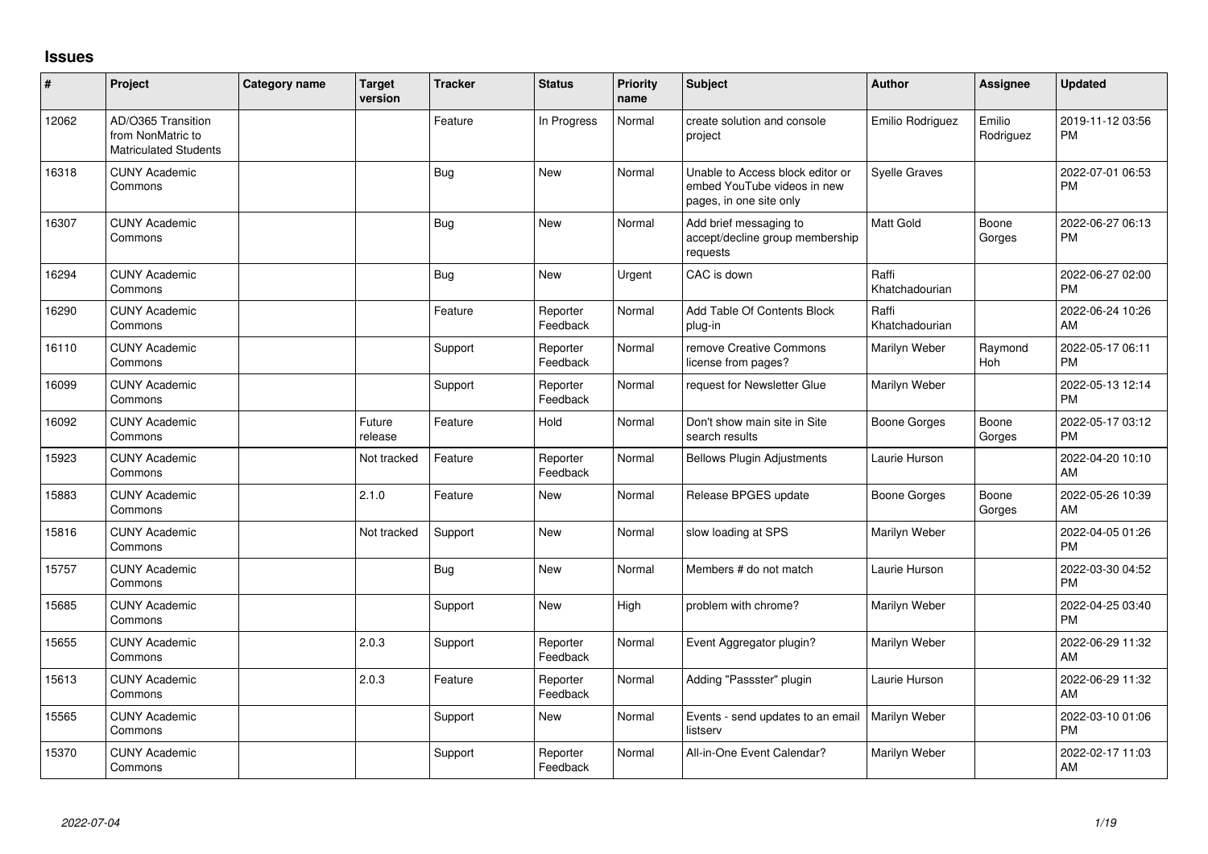# Issues

| # | Project | Category name | Target version | Tracker | Status | Priority name | Subject | Author | Assignee | Updated |
|---|---|---|---|---|---|---|---|---|---|---|
| 12062 | AD/O365 Transition from NonMatric to Matriculated Students | | | Feature | In Progress | Normal | create solution and console project | Emilio Rodriguez | Emilio Rodriguez | 2019-11-12 03:56 PM |
| 16318 | CUNY Academic Commons | | | Bug | New | Normal | Unable to Access block editor or embed YouTube videos in new pages, in one site only | Syelle Graves | | 2022-07-01 06:53 PM |
| 16307 | CUNY Academic Commons | | | Bug | New | Normal | Add brief messaging to accept/decline group membership requests | Matt Gold | Boone Gorges | 2022-06-27 06:13 PM |
| 16294 | CUNY Academic Commons | | | Bug | New | Urgent | CAC is down | Raffi Khatchadourian | | 2022-06-27 02:00 PM |
| 16290 | CUNY Academic Commons | | | Feature | Reporter Feedback | Normal | Add Table Of Contents Block plug-in | Raffi Khatchadourian | | 2022-06-24 10:26 AM |
| 16110 | CUNY Academic Commons | | | Support | Reporter Feedback | Normal | remove Creative Commons license from pages? | Marilyn Weber | Raymond Hoh | 2022-05-17 06:11 PM |
| 16099 | CUNY Academic Commons | | | Support | Reporter Feedback | Normal | request for Newsletter Glue | Marilyn Weber | | 2022-05-13 12:14 PM |
| 16092 | CUNY Academic Commons | | Future release | Feature | Hold | Normal | Don't show main site in Site search results | Boone Gorges | Boone Gorges | 2022-05-17 03:12 PM |
| 15923 | CUNY Academic Commons | | Not tracked | Feature | Reporter Feedback | Normal | Bellows Plugin Adjustments | Laurie Hurson | | 2022-04-20 10:10 AM |
| 15883 | CUNY Academic Commons | | 2.1.0 | Feature | New | Normal | Release BPGES update | Boone Gorges | Boone Gorges | 2022-05-26 10:39 AM |
| 15816 | CUNY Academic Commons | | Not tracked | Support | New | Normal | slow loading at SPS | Marilyn Weber | | 2022-04-05 01:26 PM |
| 15757 | CUNY Academic Commons | | | Bug | New | Normal | Members # do not match | Laurie Hurson | | 2022-03-30 04:52 PM |
| 15685 | CUNY Academic Commons | | | Support | New | High | problem with chrome? | Marilyn Weber | | 2022-04-25 03:40 PM |
| 15655 | CUNY Academic Commons | | 2.0.3 | Support | Reporter Feedback | Normal | Event Aggregator plugin? | Marilyn Weber | | 2022-06-29 11:32 AM |
| 15613 | CUNY Academic Commons | | 2.0.3 | Feature | Reporter Feedback | Normal | Adding "Passster" plugin | Laurie Hurson | | 2022-06-29 11:32 AM |
| 15565 | CUNY Academic Commons | | | Support | New | Normal | Events - send updates to an email listserv | Marilyn Weber | | 2022-03-10 01:06 PM |
| 15370 | CUNY Academic Commons | | | Support | Reporter Feedback | Normal | All-in-One Event Calendar? | Marilyn Weber | | 2022-02-17 11:03 AM |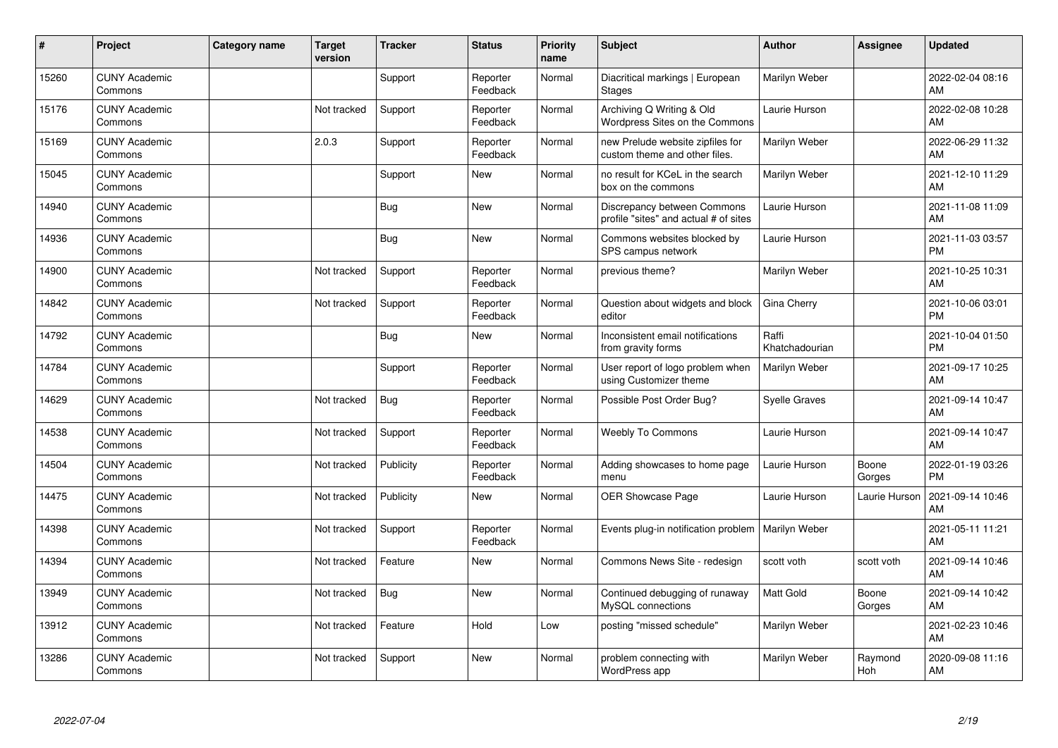| # | Project | Category name | Target version | Tracker | Status | Priority name | Subject | Author | Assignee | Updated |
|---|---|---|---|---|---|---|---|---|---|---|
| 15260 | CUNY Academic Commons | | | Support | Reporter Feedback | Normal | Diacritical markings \| European Stages | Marilyn Weber | | 2022-02-04 08:16 AM |
| 15176 | CUNY Academic Commons | | Not tracked | Support | Reporter Feedback | Normal | Archiving Q Writing & Old Wordpress Sites on the Commons | Laurie Hurson | | 2022-02-08 10:28 AM |
| 15169 | CUNY Academic Commons | | 2.0.3 | Support | Reporter Feedback | Normal | new Prelude website zipfiles for custom theme and other files. | Marilyn Weber | | 2022-06-29 11:32 AM |
| 15045 | CUNY Academic Commons | | | Support | New | Normal | no result for KCeL in the search box on the commons | Marilyn Weber | | 2021-12-10 11:29 AM |
| 14940 | CUNY Academic Commons | | | Bug | New | Normal | Discrepancy between Commons profile "sites" and actual # of sites | Laurie Hurson | | 2021-11-08 11:09 AM |
| 14936 | CUNY Academic Commons | | | Bug | New | Normal | Commons websites blocked by SPS campus network | Laurie Hurson | | 2021-11-03 03:57 PM |
| 14900 | CUNY Academic Commons | | Not tracked | Support | Reporter Feedback | Normal | previous theme? | Marilyn Weber | | 2021-10-25 10:31 AM |
| 14842 | CUNY Academic Commons | | Not tracked | Support | Reporter Feedback | Normal | Question about widgets and block editor | Gina Cherry | | 2021-10-06 03:01 PM |
| 14792 | CUNY Academic Commons | | | Bug | New | Normal | Inconsistent email notifications from gravity forms | Raffi Khatchadourian | | 2021-10-04 01:50 PM |
| 14784 | CUNY Academic Commons | | | Support | Reporter Feedback | Normal | User report of logo problem when using Customizer theme | Marilyn Weber | | 2021-09-17 10:25 AM |
| 14629 | CUNY Academic Commons | | Not tracked | Bug | Reporter Feedback | Normal | Possible Post Order Bug? | Syelle Graves | | 2021-09-14 10:47 AM |
| 14538 | CUNY Academic Commons | | Not tracked | Support | Reporter Feedback | Normal | Weebly To Commons | Laurie Hurson | | 2021-09-14 10:47 AM |
| 14504 | CUNY Academic Commons | | Not tracked | Publicity | Reporter Feedback | Normal | Adding showcases to home page menu | Laurie Hurson | Boone Gorges | 2022-01-19 03:26 PM |
| 14475 | CUNY Academic Commons | | Not tracked | Publicity | New | Normal | OER Showcase Page | Laurie Hurson | Laurie Hurson | 2021-09-14 10:46 AM |
| 14398 | CUNY Academic Commons | | Not tracked | Support | Reporter Feedback | Normal | Events plug-in notification problem | Marilyn Weber | | 2021-05-11 11:21 AM |
| 14394 | CUNY Academic Commons | | Not tracked | Feature | New | Normal | Commons News Site - redesign | scott voth | scott voth | 2021-09-14 10:46 AM |
| 13949 | CUNY Academic Commons | | Not tracked | Bug | New | Normal | Continued debugging of runaway MySQL connections | Matt Gold | Boone Gorges | 2021-09-14 10:42 AM |
| 13912 | CUNY Academic Commons | | Not tracked | Feature | Hold | Low | posting "missed schedule" | Marilyn Weber | | 2021-02-23 10:46 AM |
| 13286 | CUNY Academic Commons | | Not tracked | Support | New | Normal | problem connecting with WordPress app | Marilyn Weber | Raymond Hoh | 2020-09-08 11:16 AM |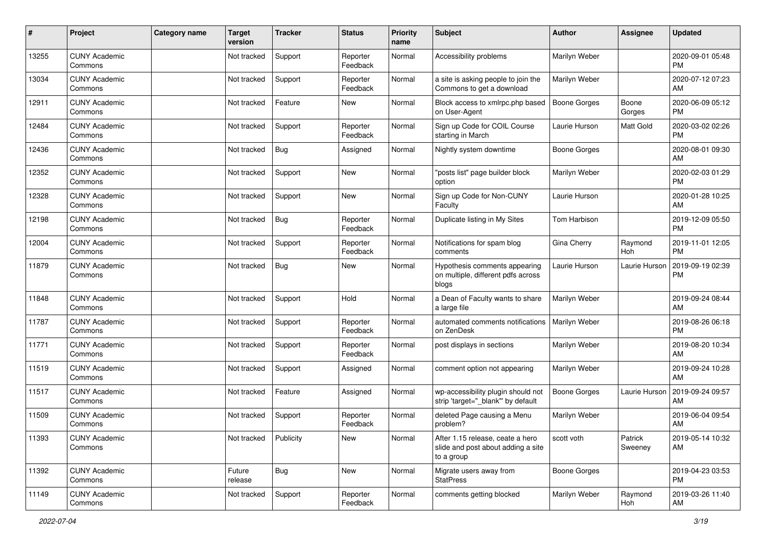| # | Project | Category name | Target version | Tracker | Status | Priority name | Subject | Author | Assignee | Updated |
|---|---|---|---|---|---|---|---|---|---|---|
| 13255 | CUNY Academic Commons | | Not tracked | Support | Reporter Feedback | Normal | Accessibility problems | Marilyn Weber | | 2020-09-01 05:48 PM |
| 13034 | CUNY Academic Commons | | Not tracked | Support | Reporter Feedback | Normal | a site is asking people to join the Commons to get a download | Marilyn Weber | | 2020-07-12 07:23 AM |
| 12911 | CUNY Academic Commons | | Not tracked | Feature | New | Normal | Block access to xmlrpc.php based on User-Agent | Boone Gorges | Boone Gorges | 2020-06-09 05:12 PM |
| 12484 | CUNY Academic Commons | | Not tracked | Support | Reporter Feedback | Normal | Sign up Code for COIL Course starting in March | Laurie Hurson | Matt Gold | 2020-03-02 02:26 PM |
| 12436 | CUNY Academic Commons | | Not tracked | Bug | Assigned | Normal | Nightly system downtime | Boone Gorges | | 2020-08-01 09:30 AM |
| 12352 | CUNY Academic Commons | | Not tracked | Support | New | Normal | "posts list" page builder block option | Marilyn Weber | | 2020-02-03 01:29 PM |
| 12328 | CUNY Academic Commons | | Not tracked | Support | New | Normal | Sign up Code for Non-CUNY Faculty | Laurie Hurson | | 2020-01-28 10:25 AM |
| 12198 | CUNY Academic Commons | | Not tracked | Bug | Reporter Feedback | Normal | Duplicate listing in My Sites | Tom Harbison | | 2019-12-09 05:50 PM |
| 12004 | CUNY Academic Commons | | Not tracked | Support | Reporter Feedback | Normal | Notifications for spam blog comments | Gina Cherry | Raymond Hoh | 2019-11-01 12:05 PM |
| 11879 | CUNY Academic Commons | | Not tracked | Bug | New | Normal | Hypothesis comments appearing on multiple, different pdfs across blogs | Laurie Hurson | Laurie Hurson | 2019-09-19 02:39 PM |
| 11848 | CUNY Academic Commons | | Not tracked | Support | Hold | Normal | a Dean of Faculty wants to share a large file | Marilyn Weber | | 2019-09-24 08:44 AM |
| 11787 | CUNY Academic Commons | | Not tracked | Support | Reporter Feedback | Normal | automated comments notifications on ZenDesk | Marilyn Weber | | 2019-08-26 06:18 PM |
| 11771 | CUNY Academic Commons | | Not tracked | Support | Reporter Feedback | Normal | post displays in sections | Marilyn Weber | | 2019-08-20 10:34 AM |
| 11519 | CUNY Academic Commons | | Not tracked | Support | Assigned | Normal | comment option not appearing | Marilyn Weber | | 2019-09-24 10:28 AM |
| 11517 | CUNY Academic Commons | | Not tracked | Feature | Assigned | Normal | wp-accessibility plugin should not strip 'target="_blank"' by default | Boone Gorges | Laurie Hurson | 2019-09-24 09:57 AM |
| 11509 | CUNY Academic Commons | | Not tracked | Support | Reporter Feedback | Normal | deleted Page causing a Menu problem? | Marilyn Weber | | 2019-06-04 09:54 AM |
| 11393 | CUNY Academic Commons | | Not tracked | Publicity | New | Normal | After 1.15 release, ceate a hero slide and post about adding a site to a group | scott voth | Patrick Sweeney | 2019-05-14 10:32 AM |
| 11392 | CUNY Academic Commons | | Future release | Bug | New | Normal | Migrate users away from StatPress | Boone Gorges | | 2019-04-23 03:53 PM |
| 11149 | CUNY Academic Commons | | Not tracked | Support | Reporter Feedback | Normal | comments getting blocked | Marilyn Weber | Raymond Hoh | 2019-03-26 11:40 AM |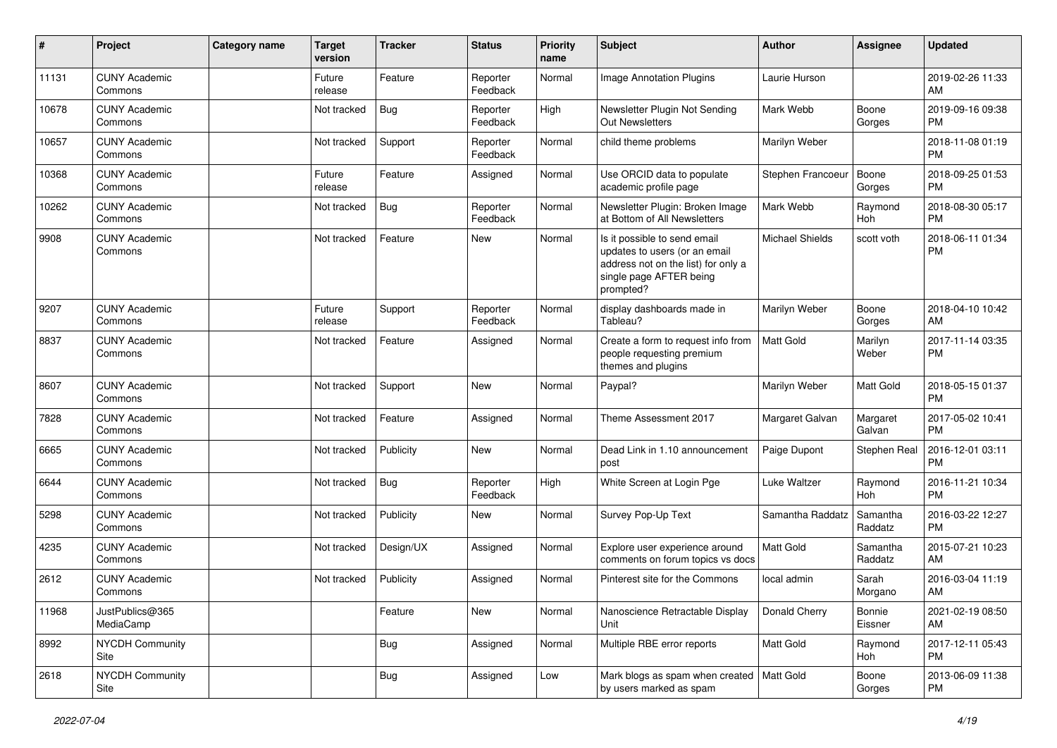| # | Project | Category name | Target version | Tracker | Status | Priority name | Subject | Author | Assignee | Updated |
|---|---|---|---|---|---|---|---|---|---|---|
| 11131 | CUNY Academic Commons | | Future release | Feature | Reporter Feedback | Normal | Image Annotation Plugins | Laurie Hurson | | 2019-02-26 11:33 AM |
| 10678 | CUNY Academic Commons | | Not tracked | Bug | Reporter Feedback | High | Newsletter Plugin Not Sending Out Newsletters | Mark Webb | Boone Gorges | 2019-09-16 09:38 PM |
| 10657 | CUNY Academic Commons | | Not tracked | Support | Reporter Feedback | Normal | child theme problems | Marilyn Weber | | 2018-11-08 01:19 PM |
| 10368 | CUNY Academic Commons | | Future release | Feature | Assigned | Normal | Use ORCID data to populate academic profile page | Stephen Francoeur | Boone Gorges | 2018-09-25 01:53 PM |
| 10262 | CUNY Academic Commons | | Not tracked | Bug | Reporter Feedback | Normal | Newsletter Plugin: Broken Image at Bottom of All Newsletters | Mark Webb | Raymond Hoh | 2018-08-30 05:17 PM |
| 9908 | CUNY Academic Commons | | Not tracked | Feature | New | Normal | Is it possible to send email updates to users (or an email address not on the list) for only a single page AFTER being prompted? | Michael Shields | scott voth | 2018-06-11 01:34 PM |
| 9207 | CUNY Academic Commons | | Future release | Support | Reporter Feedback | Normal | display dashboards made in Tableau? | Marilyn Weber | Boone Gorges | 2018-04-10 10:42 AM |
| 8837 | CUNY Academic Commons | | Not tracked | Feature | Assigned | Normal | Create a form to request info from people requesting premium themes and plugins | Matt Gold | Marilyn Weber | 2017-11-14 03:35 PM |
| 8607 | CUNY Academic Commons | | Not tracked | Support | New | Normal | Paypal? | Marilyn Weber | Matt Gold | 2018-05-15 01:37 PM |
| 7828 | CUNY Academic Commons | | Not tracked | Feature | Assigned | Normal | Theme Assessment 2017 | Margaret Galvan | Margaret Galvan | 2017-05-02 10:41 PM |
| 6665 | CUNY Academic Commons | | Not tracked | Publicity | New | Normal | Dead Link in 1.10 announcement post | Paige Dupont | Stephen Real | 2016-12-01 03:11 PM |
| 6644 | CUNY Academic Commons | | Not tracked | Bug | Reporter Feedback | High | White Screen at Login Pge | Luke Waltzer | Raymond Hoh | 2016-11-21 10:34 PM |
| 5298 | CUNY Academic Commons | | Not tracked | Publicity | New | Normal | Survey Pop-Up Text | Samantha Raddatz | Samantha Raddatz | 2016-03-22 12:27 PM |
| 4235 | CUNY Academic Commons | | Not tracked | Design/UX | Assigned | Normal | Explore user experience around comments on forum topics vs docs | Matt Gold | Samantha Raddatz | 2015-07-21 10:23 AM |
| 2612 | CUNY Academic Commons | | Not tracked | Publicity | Assigned | Normal | Pinterest site for the Commons | local admin | Sarah Morgano | 2016-03-04 11:19 AM |
| 11968 | JustPublics@365 MediaCamp | | | Feature | New | Normal | Nanoscience Retractable Display Unit | Donald Cherry | Bonnie Eissner | 2021-02-19 08:50 AM |
| 8992 | NYCDH Community Site | | | Bug | Assigned | Normal | Multiple RBE error reports | Matt Gold | Raymond Hoh | 2017-12-11 05:43 PM |
| 2618 | NYCDH Community Site | | | Bug | Assigned | Low | Mark blogs as spam when created by users marked as spam | Matt Gold | Boone Gorges | 2013-06-09 11:38 PM |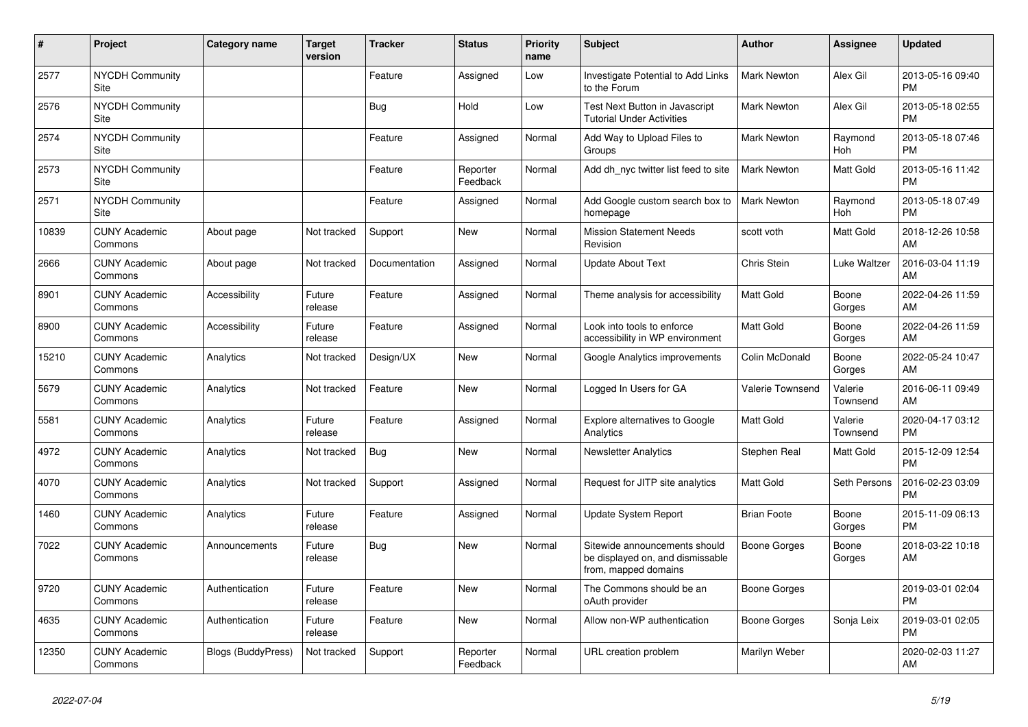| # | Project | Category name | Target version | Tracker | Status | Priority name | Subject | Author | Assignee | Updated |
|---|---|---|---|---|---|---|---|---|---|---|
| 2577 | NYCDH Community Site | | | Feature | Assigned | Low | Investigate Potential to Add Links to the Forum | Mark Newton | Alex Gil | 2013-05-16 09:40 PM |
| 2576 | NYCDH Community Site | | | Bug | Hold | Low | Test Next Button in Javascript Tutorial Under Activities | Mark Newton | Alex Gil | 2013-05-18 02:55 PM |
| 2574 | NYCDH Community Site | | | Feature | Assigned | Normal | Add Way to Upload Files to Groups | Mark Newton | Raymond Hoh | 2013-05-18 07:46 PM |
| 2573 | NYCDH Community Site | | | Feature | Reporter Feedback | Normal | Add dh_nyc twitter list feed to site | Mark Newton | Matt Gold | 2013-05-16 11:42 PM |
| 2571 | NYCDH Community Site | | | Feature | Assigned | Normal | Add Google custom search box to homepage | Mark Newton | Raymond Hoh | 2013-05-18 07:49 PM |
| 10839 | CUNY Academic Commons | About page | Not tracked | Support | New | Normal | Mission Statement Needs Revision | scott voth | Matt Gold | 2018-12-26 10:58 AM |
| 2666 | CUNY Academic Commons | About page | Not tracked | Documentation | Assigned | Normal | Update About Text | Chris Stein | Luke Waltzer | 2016-03-04 11:19 AM |
| 8901 | CUNY Academic Commons | Accessibility | Future release | Feature | Assigned | Normal | Theme analysis for accessibility | Matt Gold | Boone Gorges | 2022-04-26 11:59 AM |
| 8900 | CUNY Academic Commons | Accessibility | Future release | Feature | Assigned | Normal | Look into tools to enforce accessibility in WP environment | Matt Gold | Boone Gorges | 2022-04-26 11:59 AM |
| 15210 | CUNY Academic Commons | Analytics | Not tracked | Design/UX | New | Normal | Google Analytics improvements | Colin McDonald | Boone Gorges | 2022-05-24 10:47 AM |
| 5679 | CUNY Academic Commons | Analytics | Not tracked | Feature | New | Normal | Logged In Users for GA | Valerie Townsend | Valerie Townsend | 2016-06-11 09:49 AM |
| 5581 | CUNY Academic Commons | Analytics | Future release | Feature | Assigned | Normal | Explore alternatives to Google Analytics | Matt Gold | Valerie Townsend | 2020-04-17 03:12 PM |
| 4972 | CUNY Academic Commons | Analytics | Not tracked | Bug | New | Normal | Newsletter Analytics | Stephen Real | Matt Gold | 2015-12-09 12:54 PM |
| 4070 | CUNY Academic Commons | Analytics | Not tracked | Support | Assigned | Normal | Request for JITP site analytics | Matt Gold | Seth Persons | 2016-02-23 03:09 PM |
| 1460 | CUNY Academic Commons | Analytics | Future release | Feature | Assigned | Normal | Update System Report | Brian Foote | Boone Gorges | 2015-11-09 06:13 PM |
| 7022 | CUNY Academic Commons | Announcements | Future release | Bug | New | Normal | Sitewide announcements should be displayed on, and dismissable from, mapped domains | Boone Gorges | Boone Gorges | 2018-03-22 10:18 AM |
| 9720 | CUNY Academic Commons | Authentication | Future release | Feature | New | Normal | The Commons should be an oAuth provider | Boone Gorges | | 2019-03-01 02:04 PM |
| 4635 | CUNY Academic Commons | Authentication | Future release | Feature | New | Normal | Allow non-WP authentication | Boone Gorges | Sonja Leix | 2019-03-01 02:05 PM |
| 12350 | CUNY Academic Commons | Blogs (BuddyPress) | Not tracked | Support | Reporter Feedback | Normal | URL creation problem | Marilyn Weber | | 2020-02-03 11:27 AM |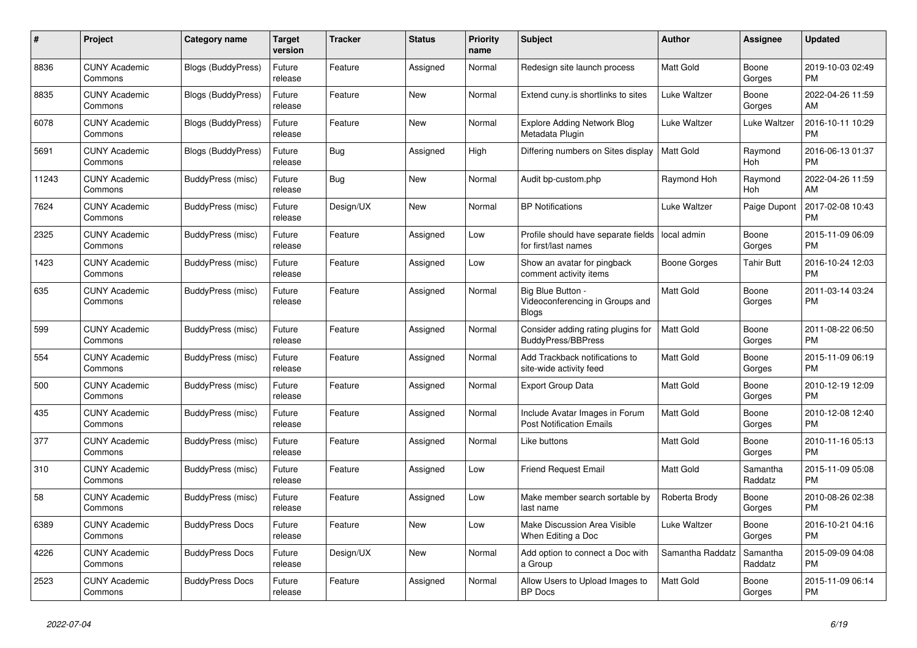| # | Project | Category name | Target version | Tracker | Status | Priority name | Subject | Author | Assignee | Updated |
|---|---|---|---|---|---|---|---|---|---|---|
| 8836 | CUNY Academic Commons | Blogs (BuddyPress) | Future release | Feature | Assigned | Normal | Redesign site launch process | Matt Gold | Boone Gorges | 2019-10-03 02:49 PM |
| 8835 | CUNY Academic Commons | Blogs (BuddyPress) | Future release | Feature | New | Normal | Extend cuny.is shortlinks to sites | Luke Waltzer | Boone Gorges | 2022-04-26 11:59 AM |
| 6078 | CUNY Academic Commons | Blogs (BuddyPress) | Future release | Feature | New | Normal | Explore Adding Network Blog Metadata Plugin | Luke Waltzer | Luke Waltzer | 2016-10-11 10:29 PM |
| 5691 | CUNY Academic Commons | Blogs (BuddyPress) | Future release | Bug | Assigned | High | Differing numbers on Sites display | Matt Gold | Raymond Hoh | 2016-06-13 01:37 PM |
| 11243 | CUNY Academic Commons | BuddyPress (misc) | Future release | Bug | New | Normal | Audit bp-custom.php | Raymond Hoh | Raymond Hoh | 2022-04-26 11:59 AM |
| 7624 | CUNY Academic Commons | BuddyPress (misc) | Future release | Design/UX | New | Normal | BP Notifications | Luke Waltzer | Paige Dupont | 2017-02-08 10:43 PM |
| 2325 | CUNY Academic Commons | BuddyPress (misc) | Future release | Feature | Assigned | Low | Profile should have separate fields for first/last names | local admin | Boone Gorges | 2015-11-09 06:09 PM |
| 1423 | CUNY Academic Commons | BuddyPress (misc) | Future release | Feature | Assigned | Low | Show an avatar for pingback comment activity items | Boone Gorges | Tahir Butt | 2016-10-24 12:03 PM |
| 635 | CUNY Academic Commons | BuddyPress (misc) | Future release | Feature | Assigned | Normal | Big Blue Button - Videoconferencing in Groups and Blogs | Matt Gold | Boone Gorges | 2011-03-14 03:24 PM |
| 599 | CUNY Academic Commons | BuddyPress (misc) | Future release | Feature | Assigned | Normal | Consider adding rating plugins for BuddyPress/BBPress | Matt Gold | Boone Gorges | 2011-08-22 06:50 PM |
| 554 | CUNY Academic Commons | BuddyPress (misc) | Future release | Feature | Assigned | Normal | Add Trackback notifications to site-wide activity feed | Matt Gold | Boone Gorges | 2015-11-09 06:19 PM |
| 500 | CUNY Academic Commons | BuddyPress (misc) | Future release | Feature | Assigned | Normal | Export Group Data | Matt Gold | Boone Gorges | 2010-12-19 12:09 PM |
| 435 | CUNY Academic Commons | BuddyPress (misc) | Future release | Feature | Assigned | Normal | Include Avatar Images in Forum Post Notification Emails | Matt Gold | Boone Gorges | 2010-12-08 12:40 PM |
| 377 | CUNY Academic Commons | BuddyPress (misc) | Future release | Feature | Assigned | Normal | Like buttons | Matt Gold | Boone Gorges | 2010-11-16 05:13 PM |
| 310 | CUNY Academic Commons | BuddyPress (misc) | Future release | Feature | Assigned | Low | Friend Request Email | Matt Gold | Samantha Raddatz | 2015-11-09 05:08 PM |
| 58 | CUNY Academic Commons | BuddyPress (misc) | Future release | Feature | Assigned | Low | Make member search sortable by last name | Roberta Brody | Boone Gorges | 2010-08-26 02:38 PM |
| 6389 | CUNY Academic Commons | BuddyPress Docs | Future release | Feature | New | Low | Make Discussion Area Visible When Editing a Doc | Luke Waltzer | Boone Gorges | 2016-10-21 04:16 PM |
| 4226 | CUNY Academic Commons | BuddyPress Docs | Future release | Design/UX | New | Normal | Add option to connect a Doc with a Group | Samantha Raddatz | Samantha Raddatz | 2015-09-09 04:08 PM |
| 2523 | CUNY Academic Commons | BuddyPress Docs | Future release | Feature | Assigned | Normal | Allow Users to Upload Images to BP Docs | Matt Gold | Boone Gorges | 2015-11-09 06:14 PM |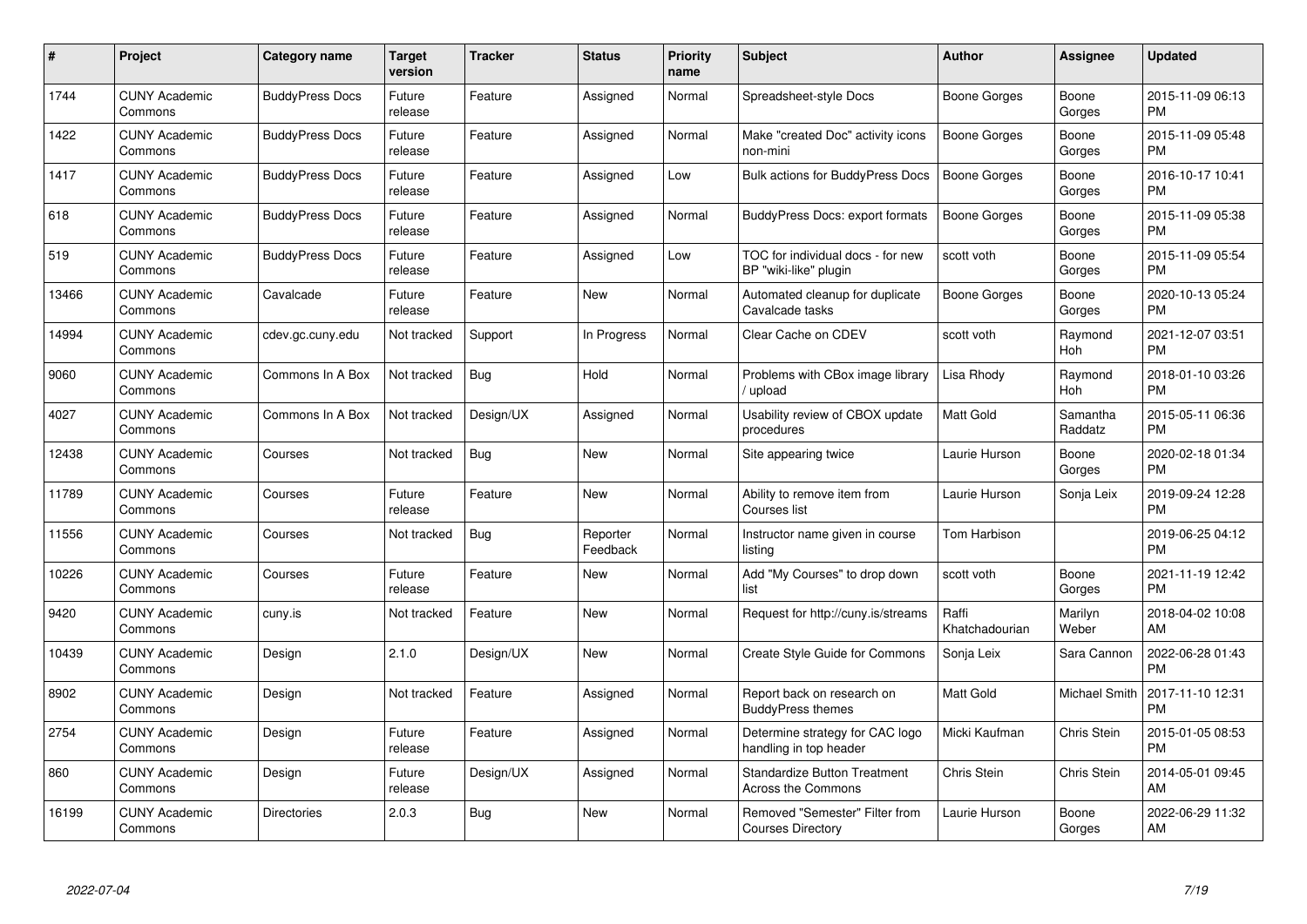| # | Project | Category name | Target version | Tracker | Status | Priority name | Subject | Author | Assignee | Updated |
|---|---|---|---|---|---|---|---|---|---|---|
| 1744 | CUNY Academic Commons | BuddyPress Docs | Future release | Feature | Assigned | Normal | Spreadsheet-style Docs | Boone Gorges | Boone Gorges | 2015-11-09 06:13 PM |
| 1422 | CUNY Academic Commons | BuddyPress Docs | Future release | Feature | Assigned | Normal | Make "created Doc" activity icons non-mini | Boone Gorges | Boone Gorges | 2015-11-09 05:48 PM |
| 1417 | CUNY Academic Commons | BuddyPress Docs | Future release | Feature | Assigned | Low | Bulk actions for BuddyPress Docs | Boone Gorges | Boone Gorges | 2016-10-17 10:41 PM |
| 618 | CUNY Academic Commons | BuddyPress Docs | Future release | Feature | Assigned | Normal | BuddyPress Docs: export formats | Boone Gorges | Boone Gorges | 2015-11-09 05:38 PM |
| 519 | CUNY Academic Commons | BuddyPress Docs | Future release | Feature | Assigned | Low | TOC for individual docs - for new BP "wiki-like" plugin | scott voth | Boone Gorges | 2015-11-09 05:54 PM |
| 13466 | CUNY Academic Commons | Cavalcade | Future release | Feature | New | Normal | Automated cleanup for duplicate Cavalcade tasks | Boone Gorges | Boone Gorges | 2020-10-13 05:24 PM |
| 14994 | CUNY Academic Commons | cdev.gc.cuny.edu | Not tracked | Support | In Progress | Normal | Clear Cache on CDEV | scott voth | Raymond Hoh | 2021-12-07 03:51 PM |
| 9060 | CUNY Academic Commons | Commons In A Box | Not tracked | Bug | Hold | Normal | Problems with CBox image library / upload | Lisa Rhody | Raymond Hoh | 2018-01-10 03:26 PM |
| 4027 | CUNY Academic Commons | Commons In A Box | Not tracked | Design/UX | Assigned | Normal | Usability review of CBOX update procedures | Matt Gold | Samantha Raddatz | 2015-05-11 06:36 PM |
| 12438 | CUNY Academic Commons | Courses | Not tracked | Bug | New | Normal | Site appearing twice | Laurie Hurson | Boone Gorges | 2020-02-18 01:34 PM |
| 11789 | CUNY Academic Commons | Courses | Future release | Feature | New | Normal | Ability to remove item from Courses list | Laurie Hurson | Sonja Leix | 2019-09-24 12:28 PM |
| 11556 | CUNY Academic Commons | Courses | Not tracked | Bug | Reporter Feedback | Normal | Instructor name given in course listing | Tom Harbison | | 2019-06-25 04:12 PM |
| 10226 | CUNY Academic Commons | Courses | Future release | Feature | New | Normal | Add "My Courses" to drop down list | scott voth | Boone Gorges | 2021-11-19 12:42 PM |
| 9420 | CUNY Academic Commons | cuny.is | Not tracked | Feature | New | Normal | Request for http://cuny.is/streams | Raffi Khatchadourian | Marilyn Weber | 2018-04-02 10:08 AM |
| 10439 | CUNY Academic Commons | Design | 2.1.0 | Design/UX | New | Normal | Create Style Guide for Commons | Sonja Leix | Sara Cannon | 2022-06-28 01:43 PM |
| 8902 | CUNY Academic Commons | Design | Not tracked | Feature | Assigned | Normal | Report back on research on BuddyPress themes | Matt Gold | Michael Smith | 2017-11-10 12:31 PM |
| 2754 | CUNY Academic Commons | Design | Future release | Feature | Assigned | Normal | Determine strategy for CAC logo handling in top header | Micki Kaufman | Chris Stein | 2015-01-05 08:53 PM |
| 860 | CUNY Academic Commons | Design | Future release | Design/UX | Assigned | Normal | Standardize Button Treatment Across the Commons | Chris Stein | Chris Stein | 2014-05-01 09:45 AM |
| 16199 | CUNY Academic Commons | Directories | 2.0.3 | Bug | New | Normal | Removed "Semester" Filter from Courses Directory | Laurie Hurson | Boone Gorges | 2022-06-29 11:32 AM |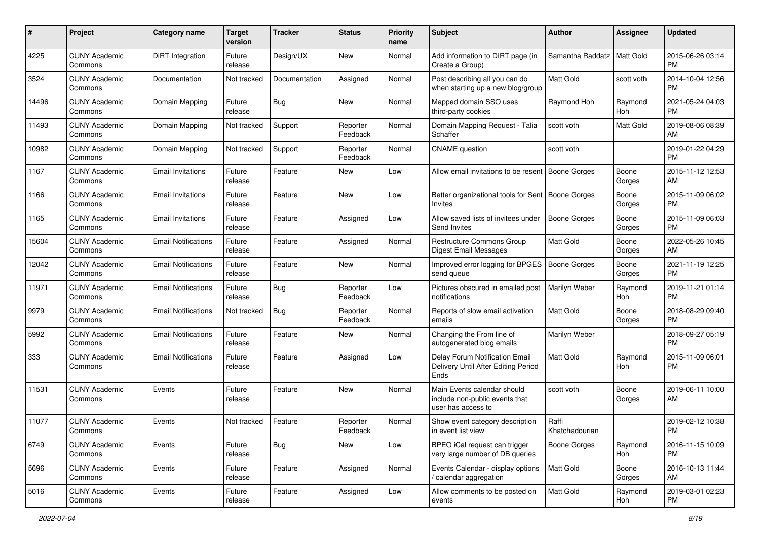| # | Project | Category name | Target version | Tracker | Status | Priority name | Subject | Author | Assignee | Updated |
|---|---|---|---|---|---|---|---|---|---|---|
| 4225 | CUNY Academic Commons | DiRT Integration | Future release | Design/UX | New | Normal | Add information to DIRT page (in Create a Group) | Samantha Raddatz | Matt Gold | 2015-06-26 03:14 PM |
| 3524 | CUNY Academic Commons | Documentation | Not tracked | Documentation | Assigned | Normal | Post describing all you can do when starting up a new blog/group | Matt Gold | scott voth | 2014-10-04 12:56 PM |
| 14496 | CUNY Academic Commons | Domain Mapping | Future release | Bug | New | Normal | Mapped domain SSO uses third-party cookies | Raymond Hoh | Raymond Hoh | 2021-05-24 04:03 PM |
| 11493 | CUNY Academic Commons | Domain Mapping | Not tracked | Support | Reporter Feedback | Normal | Domain Mapping Request - Talia Schaffer | scott voth | Matt Gold | 2019-08-06 08:39 AM |
| 10982 | CUNY Academic Commons | Domain Mapping | Not tracked | Support | Reporter Feedback | Normal | CNAME question | scott voth | | 2019-01-22 04:29 PM |
| 1167 | CUNY Academic Commons | Email Invitations | Future release | Feature | New | Low | Allow email invitations to be resent | Boone Gorges | Boone Gorges | 2015-11-12 12:53 AM |
| 1166 | CUNY Academic Commons | Email Invitations | Future release | Feature | New | Low | Better organizational tools for Sent Invites | Boone Gorges | Boone Gorges | 2015-11-09 06:02 PM |
| 1165 | CUNY Academic Commons | Email Invitations | Future release | Feature | Assigned | Low | Allow saved lists of invitees under Send Invites | Boone Gorges | Boone Gorges | 2015-11-09 06:03 PM |
| 15604 | CUNY Academic Commons | Email Notifications | Future release | Feature | Assigned | Normal | Restructure Commons Group Digest Email Messages | Matt Gold | Boone Gorges | 2022-05-26 10:45 AM |
| 12042 | CUNY Academic Commons | Email Notifications | Future release | Feature | New | Normal | Improved error logging for BPGES send queue | Boone Gorges | Boone Gorges | 2021-11-19 12:25 PM |
| 11971 | CUNY Academic Commons | Email Notifications | Future release | Bug | Reporter Feedback | Low | Pictures obscured in emailed post notifications | Marilyn Weber | Raymond Hoh | 2019-11-21 01:14 PM |
| 9979 | CUNY Academic Commons | Email Notifications | Not tracked | Bug | Reporter Feedback | Normal | Reports of slow email activation emails | Matt Gold | Boone Gorges | 2018-08-29 09:40 PM |
| 5992 | CUNY Academic Commons | Email Notifications | Future release | Feature | New | Normal | Changing the From line of autogenerated blog emails | Marilyn Weber | | 2018-09-27 05:19 PM |
| 333 | CUNY Academic Commons | Email Notifications | Future release | Feature | Assigned | Low | Delay Forum Notification Email Delivery Until After Editing Period Ends | Matt Gold | Raymond Hoh | 2015-11-09 06:01 PM |
| 11531 | CUNY Academic Commons | Events | Future release | Feature | New | Normal | Main Events calendar should include non-public events that user has access to | scott voth | Boone Gorges | 2019-06-11 10:00 AM |
| 11077 | CUNY Academic Commons | Events | Not tracked | Feature | Reporter Feedback | Normal | Show event category description in event list view | Raffi Khatchadourian | | 2019-02-12 10:38 PM |
| 6749 | CUNY Academic Commons | Events | Future release | Bug | New | Low | BPEO iCal request can trigger very large number of DB queries | Boone Gorges | Raymond Hoh | 2016-11-15 10:09 PM |
| 5696 | CUNY Academic Commons | Events | Future release | Feature | Assigned | Normal | Events Calendar - display options / calendar aggregation | Matt Gold | Boone Gorges | 2016-10-13 11:44 AM |
| 5016 | CUNY Academic Commons | Events | Future release | Feature | Assigned | Low | Allow comments to be posted on events | Matt Gold | Raymond Hoh | 2019-03-01 02:23 PM |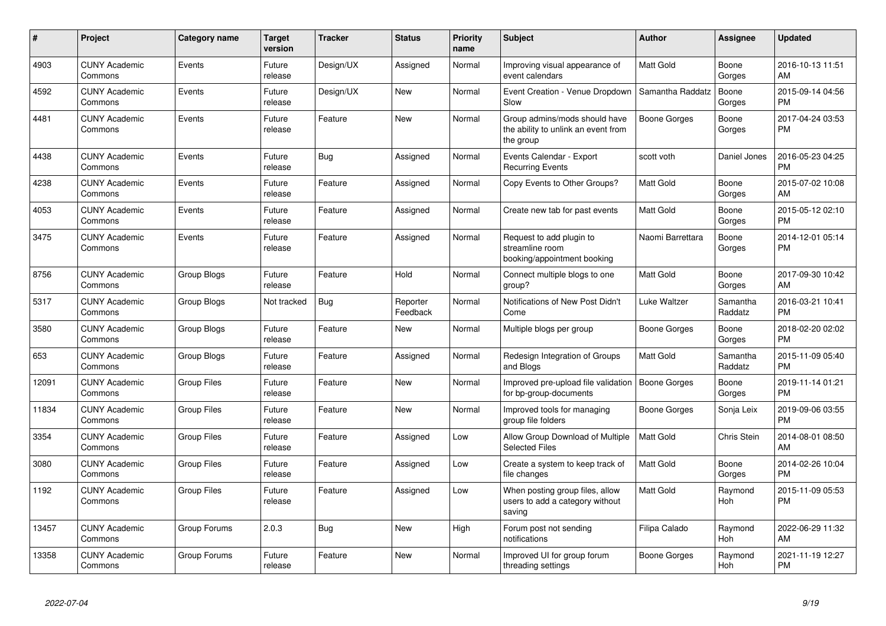| # | Project | Category name | Target version | Tracker | Status | Priority name | Subject | Author | Assignee | Updated |
|---|---|---|---|---|---|---|---|---|---|---|
| 4903 | CUNY Academic Commons | Events | Future release | Design/UX | Assigned | Normal | Improving visual appearance of event calendars | Matt Gold | Boone Gorges | 2016-10-13 11:51 AM |
| 4592 | CUNY Academic Commons | Events | Future release | Design/UX | New | Normal | Event Creation - Venue Dropdown Slow | Samantha Raddatz | Boone Gorges | 2015-09-14 04:56 PM |
| 4481 | CUNY Academic Commons | Events | Future release | Feature | New | Normal | Group admins/mods should have the ability to unlink an event from the group | Boone Gorges | Boone Gorges | 2017-04-24 03:53 PM |
| 4438 | CUNY Academic Commons | Events | Future release | Bug | Assigned | Normal | Events Calendar - Export Recurring Events | scott voth | Daniel Jones | 2016-05-23 04:25 PM |
| 4238 | CUNY Academic Commons | Events | Future release | Feature | Assigned | Normal | Copy Events to Other Groups? | Matt Gold | Boone Gorges | 2015-07-02 10:08 AM |
| 4053 | CUNY Academic Commons | Events | Future release | Feature | Assigned | Normal | Create new tab for past events | Matt Gold | Boone Gorges | 2015-05-12 02:10 PM |
| 3475 | CUNY Academic Commons | Events | Future release | Feature | Assigned | Normal | Request to add plugin to streamline room booking/appointment booking | Naomi Barrettara | Boone Gorges | 2014-12-01 05:14 PM |
| 8756 | CUNY Academic Commons | Group Blogs | Future release | Feature | Hold | Normal | Connect multiple blogs to one group? | Matt Gold | Boone Gorges | 2017-09-30 10:42 AM |
| 5317 | CUNY Academic Commons | Group Blogs | Not tracked | Bug | Reporter Feedback | Normal | Notifications of New Post Didn't Come | Luke Waltzer | Samantha Raddatz | 2016-03-21 10:41 PM |
| 3580 | CUNY Academic Commons | Group Blogs | Future release | Feature | New | Normal | Multiple blogs per group | Boone Gorges | Boone Gorges | 2018-02-20 02:02 PM |
| 653 | CUNY Academic Commons | Group Blogs | Future release | Feature | Assigned | Normal | Redesign Integration of Groups and Blogs | Matt Gold | Samantha Raddatz | 2015-11-09 05:40 PM |
| 12091 | CUNY Academic Commons | Group Files | Future release | Feature | New | Normal | Improved pre-upload file validation for bp-group-documents | Boone Gorges | Boone Gorges | 2019-11-14 01:21 PM |
| 11834 | CUNY Academic Commons | Group Files | Future release | Feature | New | Normal | Improved tools for managing group file folders | Boone Gorges | Sonja Leix | 2019-09-06 03:55 PM |
| 3354 | CUNY Academic Commons | Group Files | Future release | Feature | Assigned | Low | Allow Group Download of Multiple Selected Files | Matt Gold | Chris Stein | 2014-08-01 08:50 AM |
| 3080 | CUNY Academic Commons | Group Files | Future release | Feature | Assigned | Low | Create a system to keep track of file changes | Matt Gold | Boone Gorges | 2014-02-26 10:04 PM |
| 1192 | CUNY Academic Commons | Group Files | Future release | Feature | Assigned | Low | When posting group files, allow users to add a category without saving | Matt Gold | Raymond Hoh | 2015-11-09 05:53 PM |
| 13457 | CUNY Academic Commons | Group Forums | 2.0.3 | Bug | New | High | Forum post not sending notifications | Filipa Calado | Raymond Hoh | 2022-06-29 11:32 AM |
| 13358 | CUNY Academic Commons | Group Forums | Future release | Feature | New | Normal | Improved UI for group forum threading settings | Boone Gorges | Raymond Hoh | 2021-11-19 12:27 PM |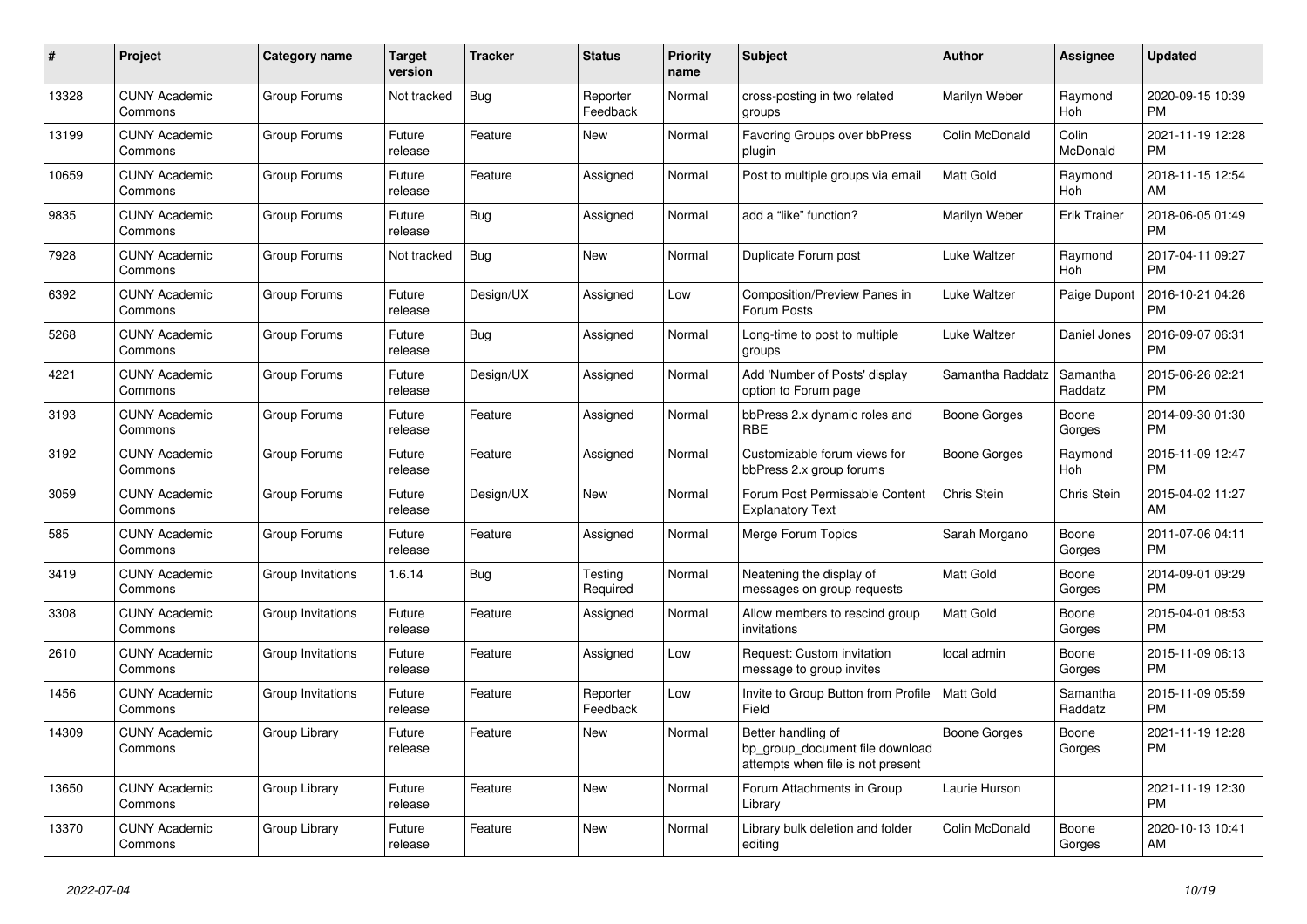| # | Project | Category name | Target version | Tracker | Status | Priority name | Subject | Author | Assignee | Updated |
|---|---|---|---|---|---|---|---|---|---|---|
| 13328 | CUNY Academic Commons | Group Forums | Not tracked | Bug | Reporter Feedback | Normal | cross-posting in two related groups | Marilyn Weber | Raymond Hoh | 2020-09-15 10:39 PM |
| 13199 | CUNY Academic Commons | Group Forums | Future release | Feature | New | Normal | Favoring Groups over bbPress plugin | Colin McDonald | Colin McDonald | 2021-11-19 12:28 PM |
| 10659 | CUNY Academic Commons | Group Forums | Future release | Feature | Assigned | Normal | Post to multiple groups via email | Matt Gold | Raymond Hoh | 2018-11-15 12:54 AM |
| 9835 | CUNY Academic Commons | Group Forums | Future release | Bug | Assigned | Normal | add a "like" function? | Marilyn Weber | Erik Trainer | 2018-06-05 01:49 PM |
| 7928 | CUNY Academic Commons | Group Forums | Not tracked | Bug | New | Normal | Duplicate Forum post | Luke Waltzer | Raymond Hoh | 2017-04-11 09:27 PM |
| 6392 | CUNY Academic Commons | Group Forums | Future release | Design/UX | Assigned | Low | Composition/Preview Panes in Forum Posts | Luke Waltzer | Paige Dupont | 2016-10-21 04:26 PM |
| 5268 | CUNY Academic Commons | Group Forums | Future release | Bug | Assigned | Normal | Long-time to post to multiple groups | Luke Waltzer | Daniel Jones | 2016-09-07 06:31 PM |
| 4221 | CUNY Academic Commons | Group Forums | Future release | Design/UX | Assigned | Normal | Add 'Number of Posts' display option to Forum page | Samantha Raddatz | Samantha Raddatz | 2015-06-26 02:21 PM |
| 3193 | CUNY Academic Commons | Group Forums | Future release | Feature | Assigned | Normal | bbPress 2.x dynamic roles and RBE | Boone Gorges | Boone Gorges | 2014-09-30 01:30 PM |
| 3192 | CUNY Academic Commons | Group Forums | Future release | Feature | Assigned | Normal | Customizable forum views for bbPress 2.x group forums | Boone Gorges | Raymond Hoh | 2015-11-09 12:47 PM |
| 3059 | CUNY Academic Commons | Group Forums | Future release | Design/UX | New | Normal | Forum Post Permissable Content Explanatory Text | Chris Stein | Chris Stein | 2015-04-02 11:27 AM |
| 585 | CUNY Academic Commons | Group Forums | Future release | Feature | Assigned | Normal | Merge Forum Topics | Sarah Morgano | Boone Gorges | 2011-07-06 04:11 PM |
| 3419 | CUNY Academic Commons | Group Invitations | 1.6.14 | Bug | Testing Required | Normal | Neatening the display of messages on group requests | Matt Gold | Boone Gorges | 2014-09-01 09:29 PM |
| 3308 | CUNY Academic Commons | Group Invitations | Future release | Feature | Assigned | Normal | Allow members to rescind group invitations | Matt Gold | Boone Gorges | 2015-04-01 08:53 PM |
| 2610 | CUNY Academic Commons | Group Invitations | Future release | Feature | Assigned | Low | Request: Custom invitation message to group invites | local admin | Boone Gorges | 2015-11-09 06:13 PM |
| 1456 | CUNY Academic Commons | Group Invitations | Future release | Feature | Reporter Feedback | Low | Invite to Group Button from Profile Field | Matt Gold | Samantha Raddatz | 2015-11-09 05:59 PM |
| 14309 | CUNY Academic Commons | Group Library | Future release | Feature | New | Normal | Better handling of bp_group_document file download attempts when file is not present | Boone Gorges | Boone Gorges | 2021-11-19 12:28 PM |
| 13650 | CUNY Academic Commons | Group Library | Future release | Feature | New | Normal | Forum Attachments in Group Library | Laurie Hurson | | 2021-11-19 12:30 PM |
| 13370 | CUNY Academic Commons | Group Library | Future release | Feature | New | Normal | Library bulk deletion and folder editing | Colin McDonald | Boone Gorges | 2020-10-13 10:41 AM |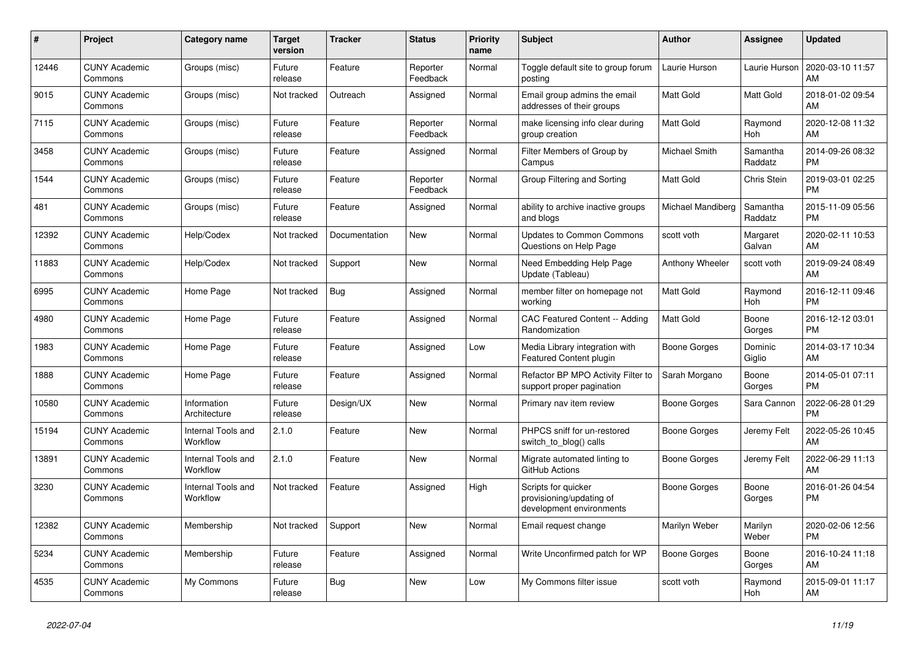| # | Project | Category name | Target version | Tracker | Status | Priority name | Subject | Author | Assignee | Updated |
|---|---|---|---|---|---|---|---|---|---|---|
| 12446 | CUNY Academic Commons | Groups (misc) | Future release | Feature | Reporter Feedback | Normal | Toggle default site to group forum posting | Laurie Hurson | Laurie Hurson | 2020-03-10 11:57 AM |
| 9015 | CUNY Academic Commons | Groups (misc) | Not tracked | Outreach | Assigned | Normal | Email group admins the email addresses of their groups | Matt Gold | Matt Gold | 2018-01-02 09:54 AM |
| 7115 | CUNY Academic Commons | Groups (misc) | Future release | Feature | Reporter Feedback | Normal | make licensing info clear during group creation | Matt Gold | Raymond Hoh | 2020-12-08 11:32 AM |
| 3458 | CUNY Academic Commons | Groups (misc) | Future release | Feature | Assigned | Normal | Filter Members of Group by Campus | Michael Smith | Samantha Raddatz | 2014-09-26 08:32 PM |
| 1544 | CUNY Academic Commons | Groups (misc) | Future release | Feature | Reporter Feedback | Normal | Group Filtering and Sorting | Matt Gold | Chris Stein | 2019-03-01 02:25 PM |
| 481 | CUNY Academic Commons | Groups (misc) | Future release | Feature | Assigned | Normal | ability to archive inactive groups and blogs | Michael Mandiberg | Samantha Raddatz | 2015-11-09 05:56 PM |
| 12392 | CUNY Academic Commons | Help/Codex | Not tracked | Documentation | New | Normal | Updates to Common Commons Questions on Help Page | scott voth | Margaret Galvan | 2020-02-11 10:53 AM |
| 11883 | CUNY Academic Commons | Help/Codex | Not tracked | Support | New | Normal | Need Embedding Help Page Update (Tableau) | Anthony Wheeler | scott voth | 2019-09-24 08:49 AM |
| 6995 | CUNY Academic Commons | Home Page | Not tracked | Bug | Assigned | Normal | member filter on homepage not working | Matt Gold | Raymond Hoh | 2016-12-11 09:46 PM |
| 4980 | CUNY Academic Commons | Home Page | Future release | Feature | Assigned | Normal | CAC Featured Content -- Adding Randomization | Matt Gold | Boone Gorges | 2016-12-12 03:01 PM |
| 1983 | CUNY Academic Commons | Home Page | Future release | Feature | Assigned | Low | Media Library integration with Featured Content plugin | Boone Gorges | Dominic Giglio | 2014-03-17 10:34 AM |
| 1888 | CUNY Academic Commons | Home Page | Future release | Feature | Assigned | Normal | Refactor BP MPO Activity Filter to support proper pagination | Sarah Morgano | Boone Gorges | 2014-05-01 07:11 PM |
| 10580 | CUNY Academic Commons | Information Architecture | Future release | Design/UX | New | Normal | Primary nav item review | Boone Gorges | Sara Cannon | 2022-06-28 01:29 PM |
| 15194 | CUNY Academic Commons | Internal Tools and Workflow | 2.1.0 | Feature | New | Normal | PHPCS sniff for un-restored switch_to_blog() calls | Boone Gorges | Jeremy Felt | 2022-05-26 10:45 AM |
| 13891 | CUNY Academic Commons | Internal Tools and Workflow | 2.1.0 | Feature | New | Normal | Migrate automated linting to GitHub Actions | Boone Gorges | Jeremy Felt | 2022-06-29 11:13 AM |
| 3230 | CUNY Academic Commons | Internal Tools and Workflow | Not tracked | Feature | Assigned | High | Scripts for quicker provisioning/updating of development environments | Boone Gorges | Boone Gorges | 2016-01-26 04:54 PM |
| 12382 | CUNY Academic Commons | Membership | Not tracked | Support | New | Normal | Email request change | Marilyn Weber | Marilyn Weber | 2020-02-06 12:56 PM |
| 5234 | CUNY Academic Commons | Membership | Future release | Feature | Assigned | Normal | Write Unconfirmed patch for WP | Boone Gorges | Boone Gorges | 2016-10-24 11:18 AM |
| 4535 | CUNY Academic Commons | My Commons | Future release | Bug | New | Low | My Commons filter issue | scott voth | Raymond Hoh | 2015-09-01 11:17 AM |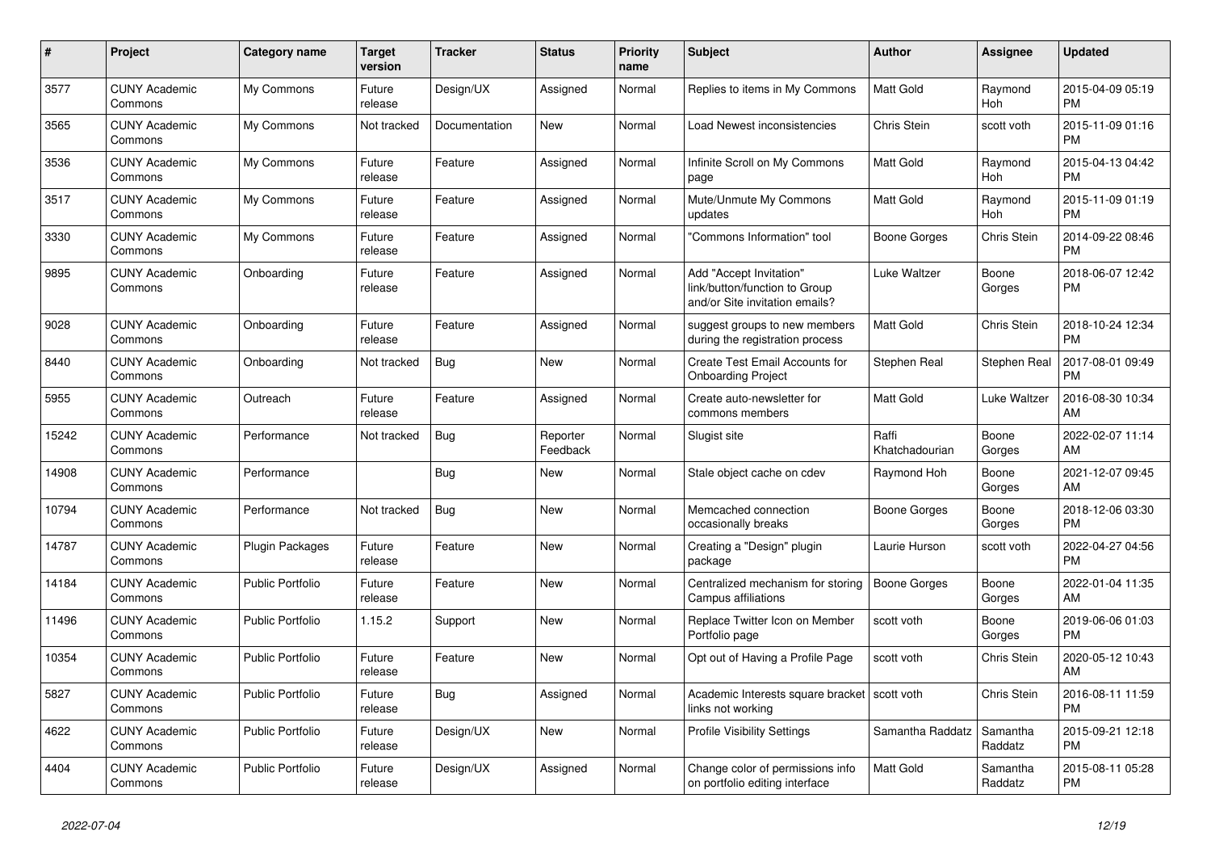| # | Project | Category name | Target version | Tracker | Status | Priority name | Subject | Author | Assignee | Updated |
|---|---|---|---|---|---|---|---|---|---|---|
| 3577 | CUNY Academic Commons | My Commons | Future release | Design/UX | Assigned | Normal | Replies to items in My Commons | Matt Gold | Raymond Hoh | 2015-04-09 05:19 PM |
| 3565 | CUNY Academic Commons | My Commons | Not tracked | Documentation | New | Normal | Load Newest inconsistencies | Chris Stein | scott voth | 2015-11-09 01:16 PM |
| 3536 | CUNY Academic Commons | My Commons | Future release | Feature | Assigned | Normal | Infinite Scroll on My Commons page | Matt Gold | Raymond Hoh | 2015-04-13 04:42 PM |
| 3517 | CUNY Academic Commons | My Commons | Future release | Feature | Assigned | Normal | Mute/Unmute My Commons updates | Matt Gold | Raymond Hoh | 2015-11-09 01:19 PM |
| 3330 | CUNY Academic Commons | My Commons | Future release | Feature | Assigned | Normal | "Commons Information" tool | Boone Gorges | Chris Stein | 2014-09-22 08:46 PM |
| 9895 | CUNY Academic Commons | Onboarding | Future release | Feature | Assigned | Normal | Add "Accept Invitation" link/button/function to Group and/or Site invitation emails? | Luke Waltzer | Boone Gorges | 2018-06-07 12:42 PM |
| 9028 | CUNY Academic Commons | Onboarding | Future release | Feature | Assigned | Normal | suggest groups to new members during the registration process | Matt Gold | Chris Stein | 2018-10-24 12:34 PM |
| 8440 | CUNY Academic Commons | Onboarding | Not tracked | Bug | New | Normal | Create Test Email Accounts for Onboarding Project | Stephen Real | Stephen Real | 2017-08-01 09:49 PM |
| 5955 | CUNY Academic Commons | Outreach | Future release | Feature | Assigned | Normal | Create auto-newsletter for commons members | Matt Gold | Luke Waltzer | 2016-08-30 10:34 AM |
| 15242 | CUNY Academic Commons | Performance | Not tracked | Bug | Reporter Feedback | Normal | Slugist site | Raffi Khatchadourian | Boone Gorges | 2022-02-07 11:14 AM |
| 14908 | CUNY Academic Commons | Performance | | Bug | New | Normal | Stale object cache on cdev | Raymond Hoh | Boone Gorges | 2021-12-07 09:45 AM |
| 10794 | CUNY Academic Commons | Performance | Not tracked | Bug | New | Normal | Memcached connection occasionally breaks | Boone Gorges | Boone Gorges | 2018-12-06 03:30 PM |
| 14787 | CUNY Academic Commons | Plugin Packages | Future release | Feature | New | Normal | Creating a "Design" plugin package | Laurie Hurson | scott voth | 2022-04-27 04:56 PM |
| 14184 | CUNY Academic Commons | Public Portfolio | Future release | Feature | New | Normal | Centralized mechanism for storing Campus affiliations | Boone Gorges | Boone Gorges | 2022-01-04 11:35 AM |
| 11496 | CUNY Academic Commons | Public Portfolio | 1.15.2 | Support | New | Normal | Replace Twitter Icon on Member Portfolio page | scott voth | Boone Gorges | 2019-06-06 01:03 PM |
| 10354 | CUNY Academic Commons | Public Portfolio | Future release | Feature | New | Normal | Opt out of Having a Profile Page | scott voth | Chris Stein | 2020-05-12 10:43 AM |
| 5827 | CUNY Academic Commons | Public Portfolio | Future release | Bug | Assigned | Normal | Academic Interests square bracket links not working | scott voth | Chris Stein | 2016-08-11 11:59 PM |
| 4622 | CUNY Academic Commons | Public Portfolio | Future release | Design/UX | New | Normal | Profile Visibility Settings | Samantha Raddatz | Samantha Raddatz | 2015-09-21 12:18 PM |
| 4404 | CUNY Academic Commons | Public Portfolio | Future release | Design/UX | Assigned | Normal | Change color of permissions info on portfolio editing interface | Matt Gold | Samantha Raddatz | 2015-08-11 05:28 PM |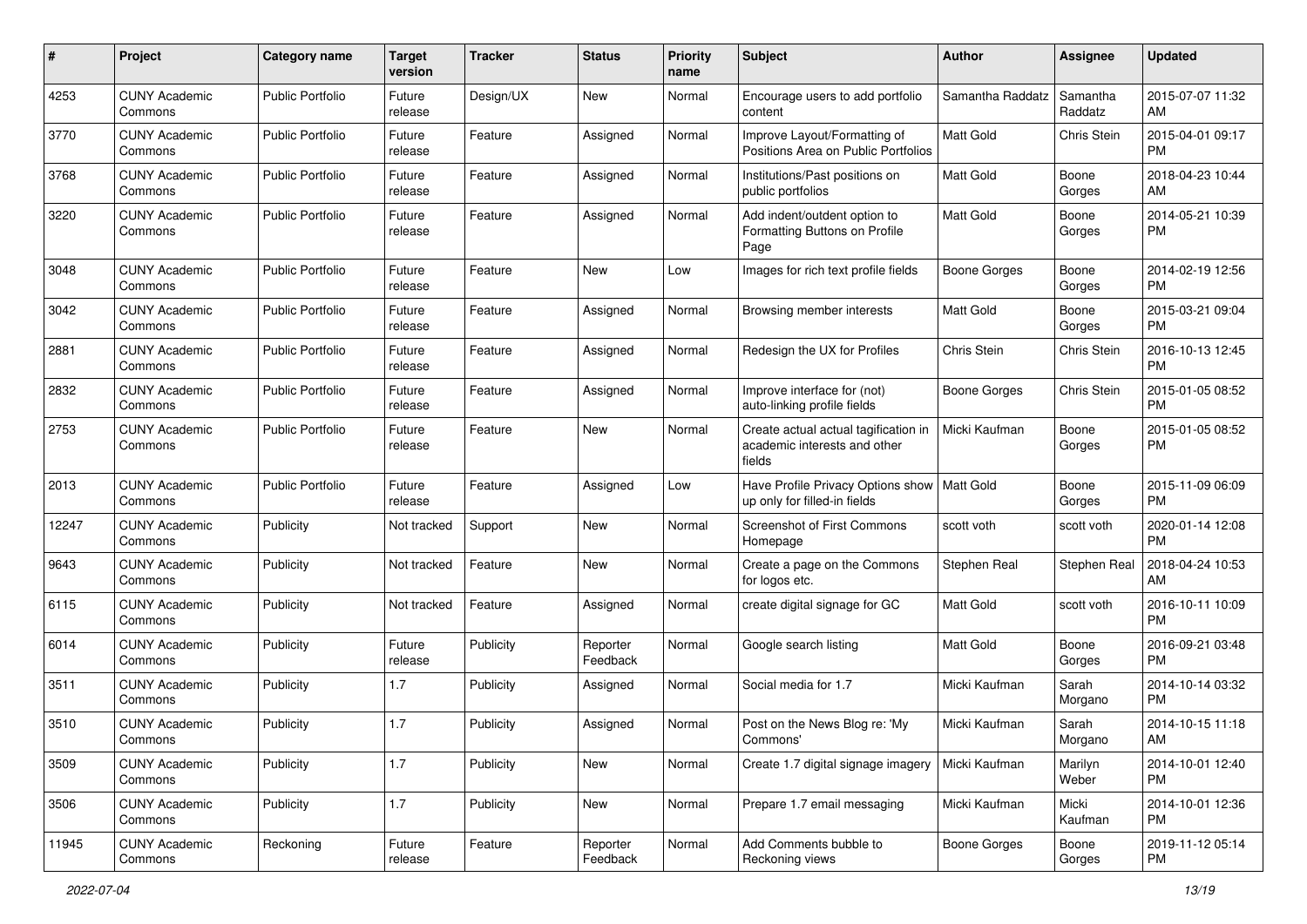| # | Project | Category name | Target version | Tracker | Status | Priority name | Subject | Author | Assignee | Updated |
|---|---|---|---|---|---|---|---|---|---|---|
| 4253 | CUNY Academic Commons | Public Portfolio | Future release | Design/UX | New | Normal | Encourage users to add portfolio content | Samantha Raddatz | Samantha Raddatz | 2015-07-07 11:32 AM |
| 3770 | CUNY Academic Commons | Public Portfolio | Future release | Feature | Assigned | Normal | Improve Layout/Formatting of Positions Area on Public Portfolios | Matt Gold | Chris Stein | 2015-04-01 09:17 PM |
| 3768 | CUNY Academic Commons | Public Portfolio | Future release | Feature | Assigned | Normal | Institutions/Past positions on public portfolios | Matt Gold | Boone Gorges | 2018-04-23 10:44 AM |
| 3220 | CUNY Academic Commons | Public Portfolio | Future release | Feature | Assigned | Normal | Add indent/outdent option to Formatting Buttons on Profile Page | Matt Gold | Boone Gorges | 2014-05-21 10:39 PM |
| 3048 | CUNY Academic Commons | Public Portfolio | Future release | Feature | New | Low | Images for rich text profile fields | Boone Gorges | Boone Gorges | 2014-02-19 12:56 PM |
| 3042 | CUNY Academic Commons | Public Portfolio | Future release | Feature | Assigned | Normal | Browsing member interests | Matt Gold | Boone Gorges | 2015-03-21 09:04 PM |
| 2881 | CUNY Academic Commons | Public Portfolio | Future release | Feature | Assigned | Normal | Redesign the UX for Profiles | Chris Stein | Chris Stein | 2016-10-13 12:45 PM |
| 2832 | CUNY Academic Commons | Public Portfolio | Future release | Feature | Assigned | Normal | Improve interface for (not) auto-linking profile fields | Boone Gorges | Chris Stein | 2015-01-05 08:52 PM |
| 2753 | CUNY Academic Commons | Public Portfolio | Future release | Feature | New | Normal | Create actual actual tagification in academic interests and other fields | Micki Kaufman | Boone Gorges | 2015-01-05 08:52 PM |
| 2013 | CUNY Academic Commons | Public Portfolio | Future release | Feature | Assigned | Low | Have Profile Privacy Options show up only for filled-in fields | Matt Gold | Boone Gorges | 2015-11-09 06:09 PM |
| 12247 | CUNY Academic Commons | Publicity | Not tracked | Support | New | Normal | Screenshot of First Commons Homepage | scott voth | scott voth | 2020-01-14 12:08 PM |
| 9643 | CUNY Academic Commons | Publicity | Not tracked | Feature | New | Normal | Create a page on the Commons for logos etc. | Stephen Real | Stephen Real | 2018-04-24 10:53 AM |
| 6115 | CUNY Academic Commons | Publicity | Not tracked | Feature | Assigned | Normal | create digital signage for GC | Matt Gold | scott voth | 2016-10-11 10:09 PM |
| 6014 | CUNY Academic Commons | Publicity | Future release | Publicity | Reporter Feedback | Normal | Google search listing | Matt Gold | Boone Gorges | 2016-09-21 03:48 PM |
| 3511 | CUNY Academic Commons | Publicity | 1.7 | Publicity | Assigned | Normal | Social media for 1.7 | Micki Kaufman | Sarah Morgano | 2014-10-14 03:32 PM |
| 3510 | CUNY Academic Commons | Publicity | 1.7 | Publicity | Assigned | Normal | Post on the News Blog re: 'My Commons' | Micki Kaufman | Sarah Morgano | 2014-10-15 11:18 AM |
| 3509 | CUNY Academic Commons | Publicity | 1.7 | Publicity | New | Normal | Create 1.7 digital signage imagery | Micki Kaufman | Marilyn Weber | 2014-10-01 12:40 PM |
| 3506 | CUNY Academic Commons | Publicity | 1.7 | Publicity | New | Normal | Prepare 1.7 email messaging | Micki Kaufman | Micki Kaufman | 2014-10-01 12:36 PM |
| 11945 | CUNY Academic Commons | Reckoning | Future release | Feature | Reporter Feedback | Normal | Add Comments bubble to Reckoning views | Boone Gorges | Boone Gorges | 2019-11-12 05:14 PM |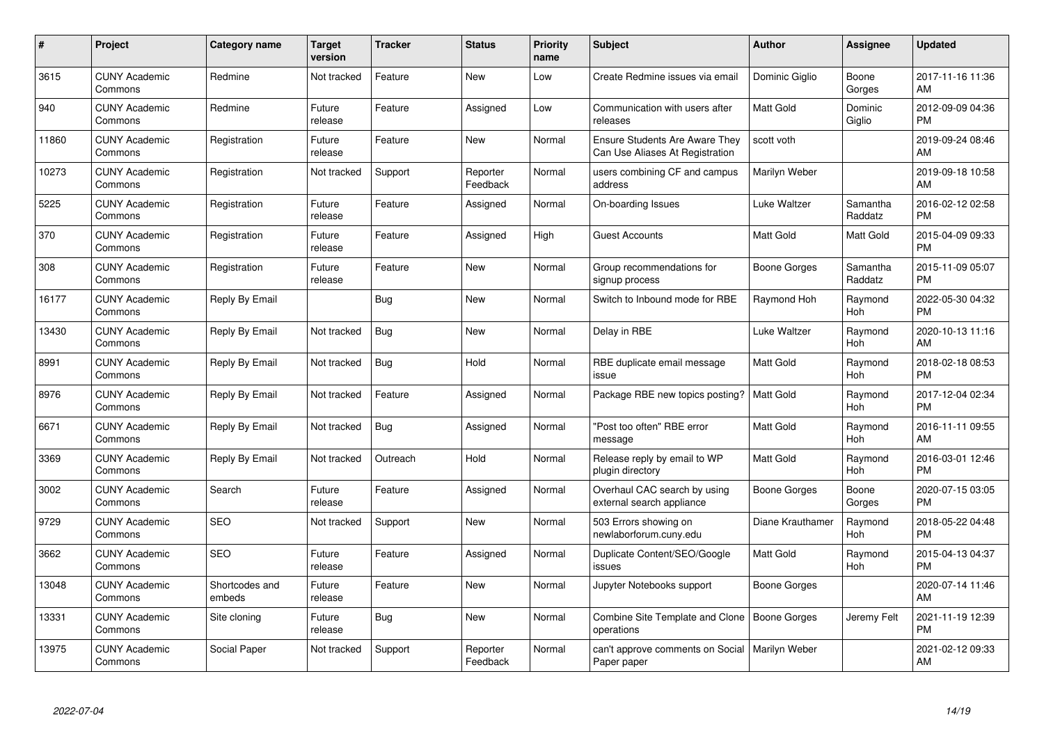| # | Project | Category name | Target version | Tracker | Status | Priority name | Subject | Author | Assignee | Updated |
|---|---|---|---|---|---|---|---|---|---|---|
| 3615 | CUNY Academic Commons | Redmine | Not tracked | Feature | New | Low | Create Redmine issues via email | Dominic Giglio | Boone Gorges | 2017-11-16 11:36 AM |
| 940 | CUNY Academic Commons | Redmine | Future release | Feature | Assigned | Low | Communication with users after releases | Matt Gold | Dominic Giglio | 2012-09-09 04:36 PM |
| 11860 | CUNY Academic Commons | Registration | Future release | Feature | New | Normal | Ensure Students Are Aware They Can Use Aliases At Registration | scott voth | | 2019-09-24 08:46 AM |
| 10273 | CUNY Academic Commons | Registration | Not tracked | Support | Reporter Feedback | Normal | users combining CF and campus address | Marilyn Weber | | 2019-09-18 10:58 AM |
| 5225 | CUNY Academic Commons | Registration | Future release | Feature | Assigned | Normal | On-boarding Issues | Luke Waltzer | Samantha Raddatz | 2016-02-12 02:58 PM |
| 370 | CUNY Academic Commons | Registration | Future release | Feature | Assigned | High | Guest Accounts | Matt Gold | Matt Gold | 2015-04-09 09:33 PM |
| 308 | CUNY Academic Commons | Registration | Future release | Feature | New | Normal | Group recommendations for signup process | Boone Gorges | Samantha Raddatz | 2015-11-09 05:07 PM |
| 16177 | CUNY Academic Commons | Reply By Email | | Bug | New | Normal | Switch to Inbound mode for RBE | Raymond Hoh | Raymond Hoh | 2022-05-30 04:32 PM |
| 13430 | CUNY Academic Commons | Reply By Email | Not tracked | Bug | New | Normal | Delay in RBE | Luke Waltzer | Raymond Hoh | 2020-10-13 11:16 AM |
| 8991 | CUNY Academic Commons | Reply By Email | Not tracked | Bug | Hold | Normal | RBE duplicate email message issue | Matt Gold | Raymond Hoh | 2018-02-18 08:53 PM |
| 8976 | CUNY Academic Commons | Reply By Email | Not tracked | Feature | Assigned | Normal | Package RBE new topics posting? | Matt Gold | Raymond Hoh | 2017-12-04 02:34 PM |
| 6671 | CUNY Academic Commons | Reply By Email | Not tracked | Bug | Assigned | Normal | "Post too often" RBE error message | Matt Gold | Raymond Hoh | 2016-11-11 09:55 AM |
| 3369 | CUNY Academic Commons | Reply By Email | Not tracked | Outreach | Hold | Normal | Release reply by email to WP plugin directory | Matt Gold | Raymond Hoh | 2016-03-01 12:46 PM |
| 3002 | CUNY Academic Commons | Search | Future release | Feature | Assigned | Normal | Overhaul CAC search by using external search appliance | Boone Gorges | Boone Gorges | 2020-07-15 03:05 PM |
| 9729 | CUNY Academic Commons | SEO | Not tracked | Support | New | Normal | 503 Errors showing on newlaborforum.cuny.edu | Diane Krauthamer | Raymond Hoh | 2018-05-22 04:48 PM |
| 3662 | CUNY Academic Commons | SEO | Future release | Feature | Assigned | Normal | Duplicate Content/SEO/Google issues | Matt Gold | Raymond Hoh | 2015-04-13 04:37 PM |
| 13048 | CUNY Academic Commons | Shortcodes and embeds | Future release | Feature | New | Normal | Jupyter Notebooks support | Boone Gorges | | 2020-07-14 11:46 AM |
| 13331 | CUNY Academic Commons | Site cloning | Future release | Bug | New | Normal | Combine Site Template and Clone operations | Boone Gorges | Jeremy Felt | 2021-11-19 12:39 PM |
| 13975 | CUNY Academic Commons | Social Paper | Not tracked | Support | Reporter Feedback | Normal | can't approve comments on Social Paper paper | Marilyn Weber | | 2021-02-12 09:33 AM |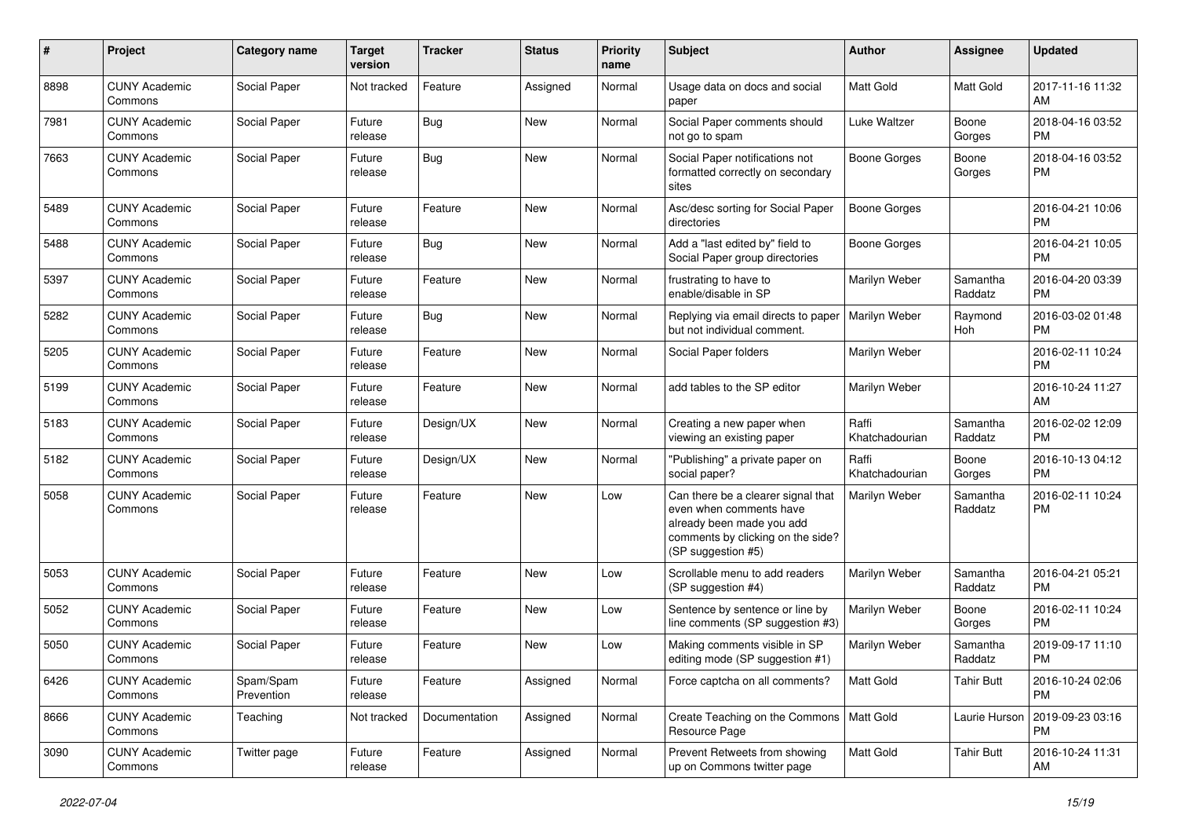| # | Project | Category name | Target version | Tracker | Status | Priority name | Subject | Author | Assignee | Updated |
|---|---|---|---|---|---|---|---|---|---|---|
| 8898 | CUNY Academic Commons | Social Paper | Not tracked | Feature | Assigned | Normal | Usage data on docs and social paper | Matt Gold | Matt Gold | 2017-11-16 11:32 AM |
| 7981 | CUNY Academic Commons | Social Paper | Future release | Bug | New | Normal | Social Paper comments should not go to spam | Luke Waltzer | Boone Gorges | 2018-04-16 03:52 PM |
| 7663 | CUNY Academic Commons | Social Paper | Future release | Bug | New | Normal | Social Paper notifications not formatted correctly on secondary sites | Boone Gorges | Boone Gorges | 2018-04-16 03:52 PM |
| 5489 | CUNY Academic Commons | Social Paper | Future release | Feature | New | Normal | Asc/desc sorting for Social Paper directories | Boone Gorges | | 2016-04-21 10:06 PM |
| 5488 | CUNY Academic Commons | Social Paper | Future release | Bug | New | Normal | Add a "last edited by" field to Social Paper group directories | Boone Gorges | | 2016-04-21 10:05 PM |
| 5397 | CUNY Academic Commons | Social Paper | Future release | Feature | New | Normal | frustrating to have to enable/disable in SP | Marilyn Weber | Samantha Raddatz | 2016-04-20 03:39 PM |
| 5282 | CUNY Academic Commons | Social Paper | Future release | Bug | New | Normal | Replying via email directs to paper but not individual comment. | Marilyn Weber | Raymond Hoh | 2016-03-02 01:48 PM |
| 5205 | CUNY Academic Commons | Social Paper | Future release | Feature | New | Normal | Social Paper folders | Marilyn Weber | | 2016-02-11 10:24 PM |
| 5199 | CUNY Academic Commons | Social Paper | Future release | Feature | New | Normal | add tables to the SP editor | Marilyn Weber | | 2016-10-24 11:27 AM |
| 5183 | CUNY Academic Commons | Social Paper | Future release | Design/UX | New | Normal | Creating a new paper when viewing an existing paper | Raffi Khatchadourian | Samantha Raddatz | 2016-02-02 12:09 PM |
| 5182 | CUNY Academic Commons | Social Paper | Future release | Design/UX | New | Normal | "Publishing" a private paper on social paper? | Raffi Khatchadourian | Boone Gorges | 2016-10-13 04:12 PM |
| 5058 | CUNY Academic Commons | Social Paper | Future release | Feature | New | Low | Can there be a clearer signal that even when comments have already been made you add comments by clicking on the side? (SP suggestion #5) | Marilyn Weber | Samantha Raddatz | 2016-02-11 10:24 PM |
| 5053 | CUNY Academic Commons | Social Paper | Future release | Feature | New | Low | Scrollable menu to add readers (SP suggestion #4) | Marilyn Weber | Samantha Raddatz | 2016-04-21 05:21 PM |
| 5052 | CUNY Academic Commons | Social Paper | Future release | Feature | New | Low | Sentence by sentence or line by line comments (SP suggestion #3) | Marilyn Weber | Boone Gorges | 2016-02-11 10:24 PM |
| 5050 | CUNY Academic Commons | Social Paper | Future release | Feature | New | Low | Making comments visible in SP editing mode (SP suggestion #1) | Marilyn Weber | Samantha Raddatz | 2019-09-17 11:10 PM |
| 6426 | CUNY Academic Commons | Spam/Spam Prevention | Future release | Feature | Assigned | Normal | Force captcha on all comments? | Matt Gold | Tahir Butt | 2016-10-24 02:06 PM |
| 8666 | CUNY Academic Commons | Teaching | Not tracked | Documentation | Assigned | Normal | Create Teaching on the Commons Resource Page | Matt Gold | Laurie Hurson | 2019-09-23 03:16 PM |
| 3090 | CUNY Academic Commons | Twitter page | Future release | Feature | Assigned | Normal | Prevent Retweets from showing up on Commons twitter page | Matt Gold | Tahir Butt | 2016-10-24 11:31 AM |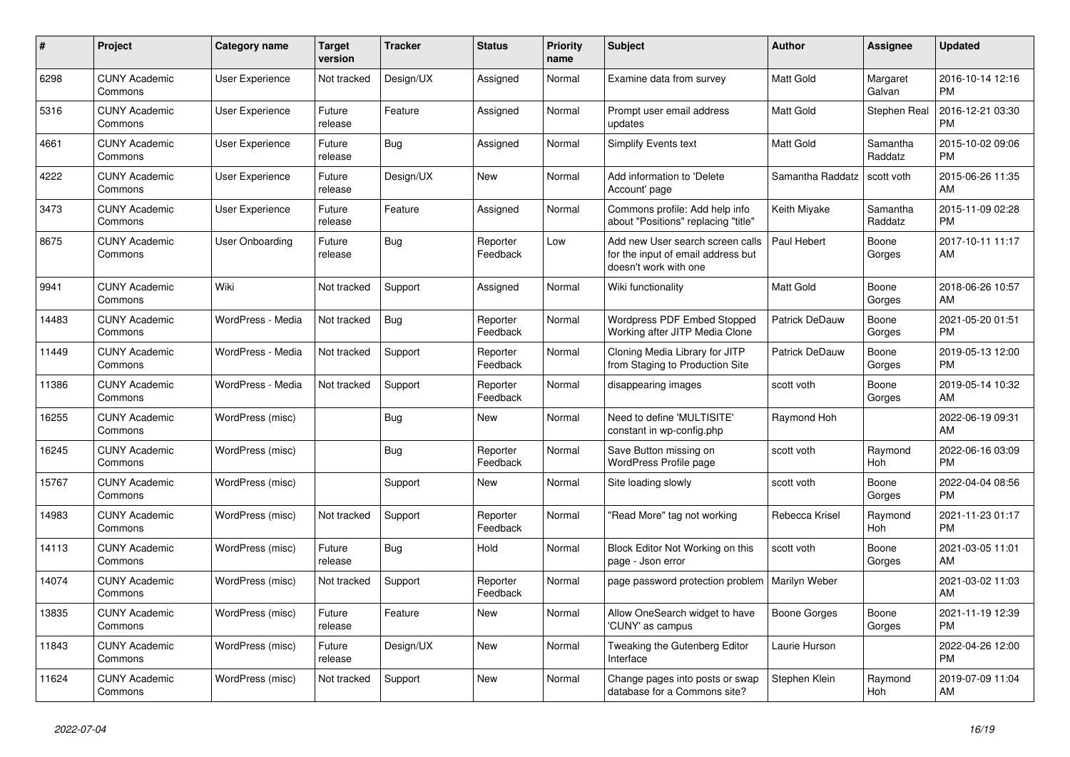| # | Project | Category name | Target version | Tracker | Status | Priority name | Subject | Author | Assignee | Updated |
|---|---|---|---|---|---|---|---|---|---|---|
| 6298 | CUNY Academic Commons | User Experience | Not tracked | Design/UX | Assigned | Normal | Examine data from survey | Matt Gold | Margaret Galvan | 2016-10-14 12:16 PM |
| 5316 | CUNY Academic Commons | User Experience | Future release | Feature | Assigned | Normal | Prompt user email address updates | Matt Gold | Stephen Real | 2016-12-21 03:30 PM |
| 4661 | CUNY Academic Commons | User Experience | Future release | Bug | Assigned | Normal | Simplify Events text | Matt Gold | Samantha Raddatz | 2015-10-02 09:06 PM |
| 4222 | CUNY Academic Commons | User Experience | Future release | Design/UX | New | Normal | Add information to 'Delete Account' page | Samantha Raddatz | scott voth | 2015-06-26 11:35 AM |
| 3473 | CUNY Academic Commons | User Experience | Future release | Feature | Assigned | Normal | Commons profile: Add help info about "Positions" replacing "title" | Keith Miyake | Samantha Raddatz | 2015-11-09 02:28 PM |
| 8675 | CUNY Academic Commons | User Onboarding | Future release | Bug | Reporter Feedback | Low | Add new User search screen calls for the input of email address but doesn't work with one | Paul Hebert | Boone Gorges | 2017-10-11 11:17 AM |
| 9941 | CUNY Academic Commons | Wiki | Not tracked | Support | Assigned | Normal | Wiki functionality | Matt Gold | Boone Gorges | 2018-06-26 10:57 AM |
| 14483 | CUNY Academic Commons | WordPress - Media | Not tracked | Bug | Reporter Feedback | Normal | Wordpress PDF Embed Stopped Working after JITP Media Clone | Patrick DeDauw | Boone Gorges | 2021-05-20 01:51 PM |
| 11449 | CUNY Academic Commons | WordPress - Media | Not tracked | Support | Reporter Feedback | Normal | Cloning Media Library for JITP from Staging to Production Site | Patrick DeDauw | Boone Gorges | 2019-05-13 12:00 PM |
| 11386 | CUNY Academic Commons | WordPress - Media | Not tracked | Support | Reporter Feedback | Normal | disappearing images | scott voth | Boone Gorges | 2019-05-14 10:32 AM |
| 16255 | CUNY Academic Commons | WordPress (misc) | | Bug | New | Normal | Need to define 'MULTISITE' constant in wp-config.php | Raymond Hoh | | 2022-06-19 09:31 AM |
| 16245 | CUNY Academic Commons | WordPress (misc) | | Bug | Reporter Feedback | Normal | Save Button missing on WordPress Profile page | scott voth | Raymond Hoh | 2022-06-16 03:09 PM |
| 15767 | CUNY Academic Commons | WordPress (misc) | | Support | New | Normal | Site loading slowly | scott voth | Boone Gorges | 2022-04-04 08:56 PM |
| 14983 | CUNY Academic Commons | WordPress (misc) | Not tracked | Support | Reporter Feedback | Normal | "Read More" tag not working | Rebecca Krisel | Raymond Hoh | 2021-11-23 01:17 PM |
| 14113 | CUNY Academic Commons | WordPress (misc) | Future release | Bug | Hold | Normal | Block Editor Not Working on this page - Json error | scott voth | Boone Gorges | 2021-03-05 11:01 AM |
| 14074 | CUNY Academic Commons | WordPress (misc) | Not tracked | Support | Reporter Feedback | Normal | page password protection problem | Marilyn Weber | | 2021-03-02 11:03 AM |
| 13835 | CUNY Academic Commons | WordPress (misc) | Future release | Feature | New | Normal | Allow OneSearch widget to have 'CUNY' as campus | Boone Gorges | Boone Gorges | 2021-11-19 12:39 PM |
| 11843 | CUNY Academic Commons | WordPress (misc) | Future release | Design/UX | New | Normal | Tweaking the Gutenberg Editor Interface | Laurie Hurson | | 2022-04-26 12:00 PM |
| 11624 | CUNY Academic Commons | WordPress (misc) | Not tracked | Support | New | Normal | Change pages into posts or swap database for a Commons site? | Stephen Klein | Raymond Hoh | 2019-07-09 11:04 AM |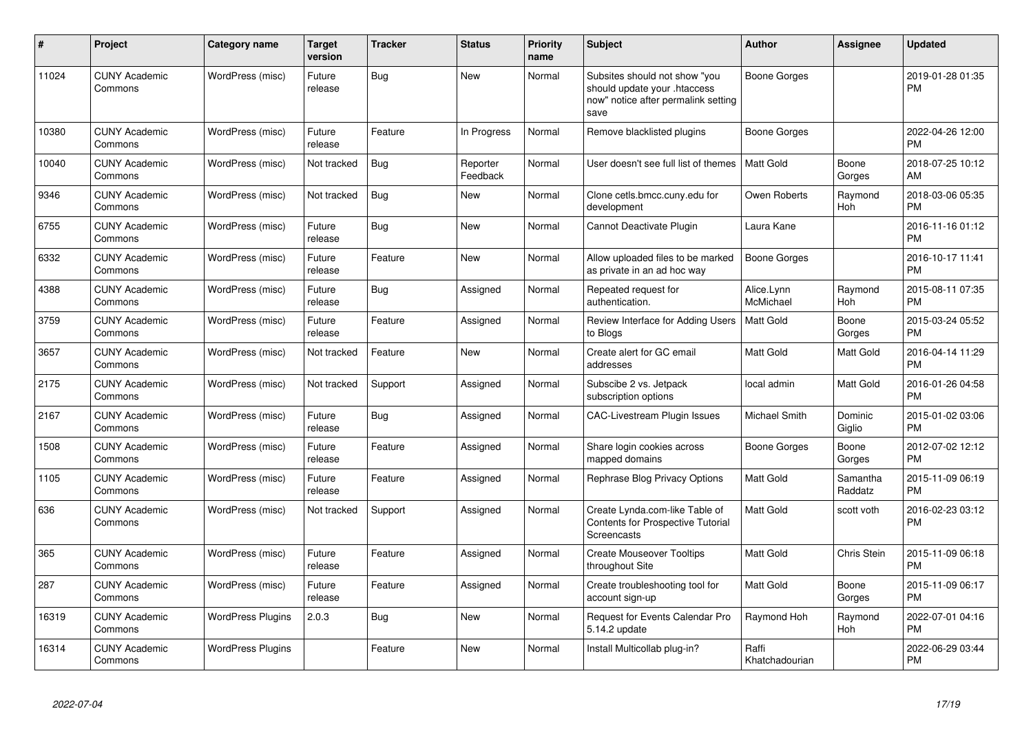| # | Project | Category name | Target version | Tracker | Status | Priority name | Subject | Author | Assignee | Updated |
|---|---|---|---|---|---|---|---|---|---|---|
| 11024 | CUNY Academic Commons | WordPress (misc) | Future release | Bug | New | Normal | Subsites should not show "you should update your .htaccess now" notice after permalink setting save | Boone Gorges | | 2019-01-28 01:35 PM |
| 10380 | CUNY Academic Commons | WordPress (misc) | Future release | Feature | In Progress | Normal | Remove blacklisted plugins | Boone Gorges | | 2022-04-26 12:00 PM |
| 10040 | CUNY Academic Commons | WordPress (misc) | Not tracked | Bug | Reporter Feedback | Normal | User doesn't see full list of themes | Matt Gold | Boone Gorges | 2018-07-25 10:12 AM |
| 9346 | CUNY Academic Commons | WordPress (misc) | Not tracked | Bug | New | Normal | Clone cetls.bmcc.cuny.edu for development | Owen Roberts | Raymond Hoh | 2018-03-06 05:35 PM |
| 6755 | CUNY Academic Commons | WordPress (misc) | Future release | Bug | New | Normal | Cannot Deactivate Plugin | Laura Kane | | 2016-11-16 01:12 PM |
| 6332 | CUNY Academic Commons | WordPress (misc) | Future release | Feature | New | Normal | Allow uploaded files to be marked as private in an ad hoc way | Boone Gorges | | 2016-10-17 11:41 PM |
| 4388 | CUNY Academic Commons | WordPress (misc) | Future release | Bug | Assigned | Normal | Repeated request for authentication. | Alice.Lynn McMichael | Raymond Hoh | 2015-08-11 07:35 PM |
| 3759 | CUNY Academic Commons | WordPress (misc) | Future release | Feature | Assigned | Normal | Review Interface for Adding Users to Blogs | Matt Gold | Boone Gorges | 2015-03-24 05:52 PM |
| 3657 | CUNY Academic Commons | WordPress (misc) | Not tracked | Feature | New | Normal | Create alert for GC email addresses | Matt Gold | Matt Gold | 2016-04-14 11:29 PM |
| 2175 | CUNY Academic Commons | WordPress (misc) | Not tracked | Support | Assigned | Normal | Subscibe 2 vs. Jetpack subscription options | local admin | Matt Gold | 2016-01-26 04:58 PM |
| 2167 | CUNY Academic Commons | WordPress (misc) | Future release | Bug | Assigned | Normal | CAC-Livestream Plugin Issues | Michael Smith | Dominic Giglio | 2015-01-02 03:06 PM |
| 1508 | CUNY Academic Commons | WordPress (misc) | Future release | Feature | Assigned | Normal | Share login cookies across mapped domains | Boone Gorges | Boone Gorges | 2012-07-02 12:12 PM |
| 1105 | CUNY Academic Commons | WordPress (misc) | Future release | Feature | Assigned | Normal | Rephrase Blog Privacy Options | Matt Gold | Samantha Raddatz | 2015-11-09 06:19 PM |
| 636 | CUNY Academic Commons | WordPress (misc) | Not tracked | Support | Assigned | Normal | Create Lynda.com-like Table of Contents for Prospective Tutorial Screencasts | Matt Gold | scott voth | 2016-02-23 03:12 PM |
| 365 | CUNY Academic Commons | WordPress (misc) | Future release | Feature | Assigned | Normal | Create Mouseover Tooltips throughout Site | Matt Gold | Chris Stein | 2015-11-09 06:18 PM |
| 287 | CUNY Academic Commons | WordPress (misc) | Future release | Feature | Assigned | Normal | Create troubleshooting tool for account sign-up | Matt Gold | Boone Gorges | 2015-11-09 06:17 PM |
| 16319 | CUNY Academic Commons | WordPress Plugins | 2.0.3 | Bug | New | Normal | Request for Events Calendar Pro 5.14.2 update | Raymond Hoh | Raymond Hoh | 2022-07-01 04:16 PM |
| 16314 | CUNY Academic Commons | WordPress Plugins | | Feature | New | Normal | Install Multicollab plug-in? | Raffi Khatchadourian | | 2022-06-29 03:44 PM |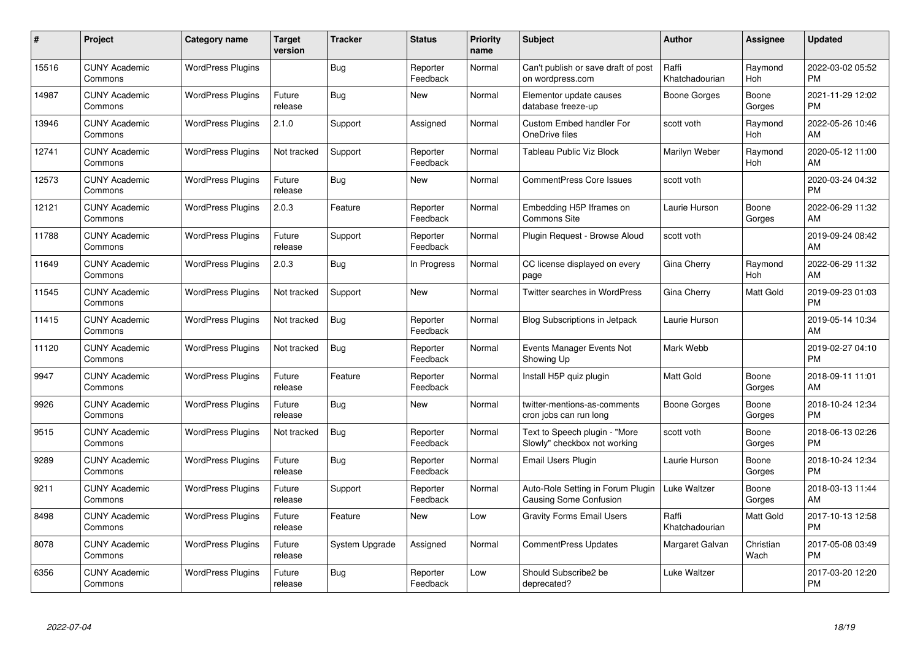| # | Project | Category name | Target version | Tracker | Status | Priority name | Subject | Author | Assignee | Updated |
|---|---|---|---|---|---|---|---|---|---|---|
| 15516 | CUNY Academic Commons | WordPress Plugins | | Bug | Reporter Feedback | Normal | Can't publish or save draft of post on wordpress.com | Raffi Khatchadourian | Raymond Hoh | 2022-03-02 05:52 PM |
| 14987 | CUNY Academic Commons | WordPress Plugins | Future release | Bug | New | Normal | Elementor update causes database freeze-up | Boone Gorges | Boone Gorges | 2021-11-29 12:02 PM |
| 13946 | CUNY Academic Commons | WordPress Plugins | 2.1.0 | Support | Assigned | Normal | Custom Embed handler For OneDrive files | scott voth | Raymond Hoh | 2022-05-26 10:46 AM |
| 12741 | CUNY Academic Commons | WordPress Plugins | Not tracked | Support | Reporter Feedback | Normal | Tableau Public Viz Block | Marilyn Weber | Raymond Hoh | 2020-05-12 11:00 AM |
| 12573 | CUNY Academic Commons | WordPress Plugins | Future release | Bug | New | Normal | CommentPress Core Issues | scott voth | | 2020-03-24 04:32 PM |
| 12121 | CUNY Academic Commons | WordPress Plugins | 2.0.3 | Feature | Reporter Feedback | Normal | Embedding H5P Iframes on Commons Site | Laurie Hurson | Boone Gorges | 2022-06-29 11:32 AM |
| 11788 | CUNY Academic Commons | WordPress Plugins | Future release | Support | Reporter Feedback | Normal | Plugin Request - Browse Aloud | scott voth | | 2019-09-24 08:42 AM |
| 11649 | CUNY Academic Commons | WordPress Plugins | 2.0.3 | Bug | In Progress | Normal | CC license displayed on every page | Gina Cherry | Raymond Hoh | 2022-06-29 11:32 AM |
| 11545 | CUNY Academic Commons | WordPress Plugins | Not tracked | Support | New | Normal | Twitter searches in WordPress | Gina Cherry | Matt Gold | 2019-09-23 01:03 PM |
| 11415 | CUNY Academic Commons | WordPress Plugins | Not tracked | Bug | Reporter Feedback | Normal | Blog Subscriptions in Jetpack | Laurie Hurson | | 2019-05-14 10:34 AM |
| 11120 | CUNY Academic Commons | WordPress Plugins | Not tracked | Bug | Reporter Feedback | Normal | Events Manager Events Not Showing Up | Mark Webb | | 2019-02-27 04:10 PM |
| 9947 | CUNY Academic Commons | WordPress Plugins | Future release | Feature | Reporter Feedback | Normal | Install H5P quiz plugin | Matt Gold | Boone Gorges | 2018-09-11 11:01 AM |
| 9926 | CUNY Academic Commons | WordPress Plugins | Future release | Bug | New | Normal | twitter-mentions-as-comments cron jobs can run long | Boone Gorges | Boone Gorges | 2018-10-24 12:34 PM |
| 9515 | CUNY Academic Commons | WordPress Plugins | Not tracked | Bug | Reporter Feedback | Normal | Text to Speech plugin - "More Slowly" checkbox not working | scott voth | Boone Gorges | 2018-06-13 02:26 PM |
| 9289 | CUNY Academic Commons | WordPress Plugins | Future release | Bug | Reporter Feedback | Normal | Email Users Plugin | Laurie Hurson | Boone Gorges | 2018-10-24 12:34 PM |
| 9211 | CUNY Academic Commons | WordPress Plugins | Future release | Support | Reporter Feedback | Normal | Auto-Role Setting in Forum Plugin Causing Some Confusion | Luke Waltzer | Boone Gorges | 2018-03-13 11:44 AM |
| 8498 | CUNY Academic Commons | WordPress Plugins | Future release | Feature | New | Low | Gravity Forms Email Users | Raffi Khatchadourian | Matt Gold | 2017-10-13 12:58 PM |
| 8078 | CUNY Academic Commons | WordPress Plugins | Future release | System Upgrade | Assigned | Normal | CommentPress Updates | Margaret Galvan | Christian Wach | 2017-05-08 03:49 PM |
| 6356 | CUNY Academic Commons | WordPress Plugins | Future release | Bug | Reporter Feedback | Low | Should Subscribe2 be deprecated? | Luke Waltzer | | 2017-03-20 12:20 PM |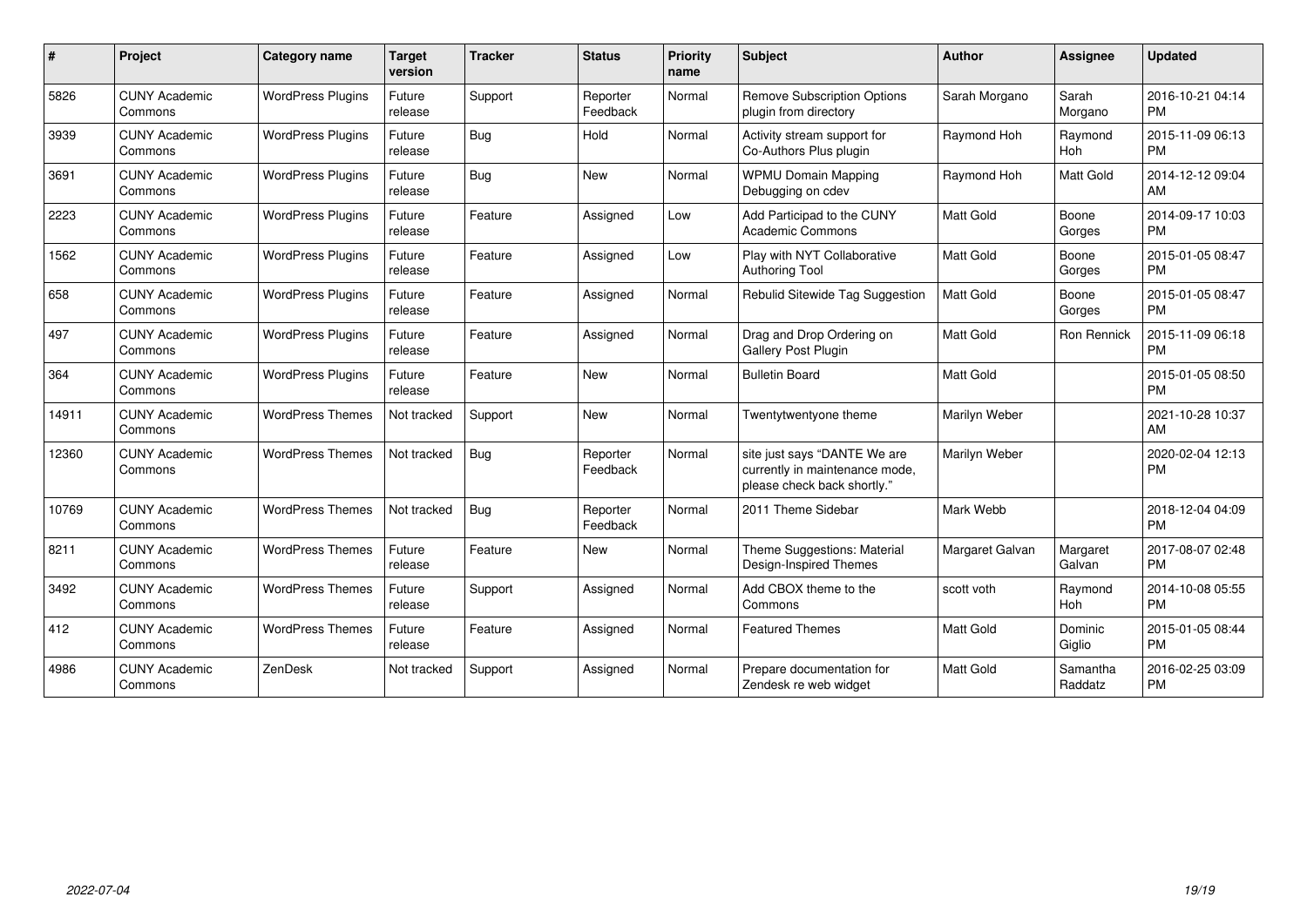| # | Project | Category name | Target version | Tracker | Status | Priority name | Subject | Author | Assignee | Updated |
|---|---|---|---|---|---|---|---|---|---|---|
| 5826 | CUNY Academic Commons | WordPress Plugins | Future release | Support | Reporter Feedback | Normal | Remove Subscription Options plugin from directory | Sarah Morgano | Sarah Morgano | 2016-10-21 04:14 PM |
| 3939 | CUNY Academic Commons | WordPress Plugins | Future release | Bug | Hold | Normal | Activity stream support for Co-Authors Plus plugin | Raymond Hoh | Raymond Hoh | 2015-11-09 06:13 PM |
| 3691 | CUNY Academic Commons | WordPress Plugins | Future release | Bug | New | Normal | WPMU Domain Mapping Debugging on cdev | Raymond Hoh | Matt Gold | 2014-12-12 09:04 AM |
| 2223 | CUNY Academic Commons | WordPress Plugins | Future release | Feature | Assigned | Low | Add Participad to the CUNY Academic Commons | Matt Gold | Boone Gorges | 2014-09-17 10:03 PM |
| 1562 | CUNY Academic Commons | WordPress Plugins | Future release | Feature | Assigned | Low | Play with NYT Collaborative Authoring Tool | Matt Gold | Boone Gorges | 2015-01-05 08:47 PM |
| 658 | CUNY Academic Commons | WordPress Plugins | Future release | Feature | Assigned | Normal | Rebulid Sitewide Tag Suggestion | Matt Gold | Boone Gorges | 2015-01-05 08:47 PM |
| 497 | CUNY Academic Commons | WordPress Plugins | Future release | Feature | Assigned | Normal | Drag and Drop Ordering on Gallery Post Plugin | Matt Gold | Ron Rennick | 2015-11-09 06:18 PM |
| 364 | CUNY Academic Commons | WordPress Plugins | Future release | Feature | New | Normal | Bulletin Board | Matt Gold | | 2015-01-05 08:50 PM |
| 14911 | CUNY Academic Commons | WordPress Themes | Not tracked | Support | New | Normal | Twentytwentyone theme | Marilyn Weber | | 2021-10-28 10:37 AM |
| 12360 | CUNY Academic Commons | WordPress Themes | Not tracked | Bug | Reporter Feedback | Normal | site just says "DANTE We are currently in maintenance mode, please check back shortly." | Marilyn Weber | | 2020-02-04 12:13 PM |
| 10769 | CUNY Academic Commons | WordPress Themes | Not tracked | Bug | Reporter Feedback | Normal | 2011 Theme Sidebar | Mark Webb | | 2018-12-04 04:09 PM |
| 8211 | CUNY Academic Commons | WordPress Themes | Future release | Feature | New | Normal | Theme Suggestions: Material Design-Inspired Themes | Margaret Galvan | Margaret Galvan | 2017-08-07 02:48 PM |
| 3492 | CUNY Academic Commons | WordPress Themes | Future release | Support | Assigned | Normal | Add CBOX theme to the Commons | scott voth | Raymond Hoh | 2014-10-08 05:55 PM |
| 412 | CUNY Academic Commons | WordPress Themes | Future release | Feature | Assigned | Normal | Featured Themes | Matt Gold | Dominic Giglio | 2015-01-05 08:44 PM |
| 4986 | CUNY Academic Commons | ZenDesk | Not tracked | Support | Assigned | Normal | Prepare documentation for Zendesk re web widget | Matt Gold | Samantha Raddatz | 2016-02-25 03:09 PM |